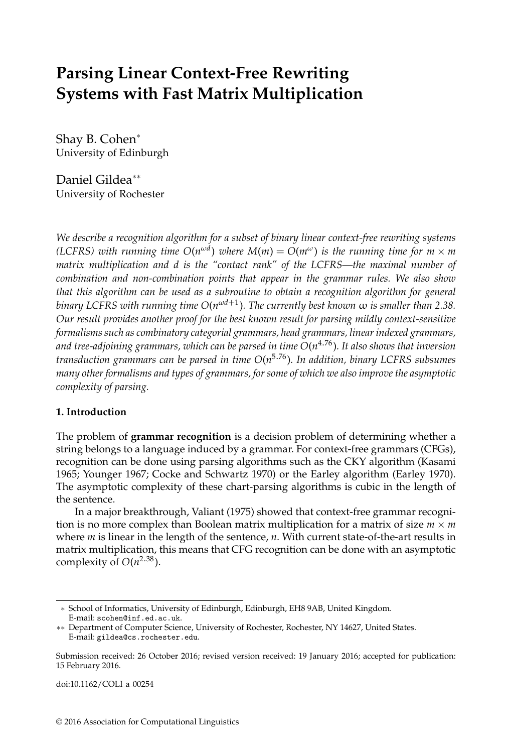# Parsing Linear Context-Free Rewriting Systems with Fast Matrix Multiplication

Shay B. Cohen*
University of Edinburgh

Daniel Gildea**
University of Rochester

*We describe a recognition algorithm for a subset of binary linear context-free rewriting systems (LCFRS) with running time $O(n^{\omega d})$ where $M(m) = O(m^{\omega})$ is the running time for $m \times m$ matrix multiplication and $d$ is the "contact rank" of the LCFRS—the maximal number of combination and non-combination points that appear in the grammar rules. We also show that this algorithm can be used as a subroutine to obtain a recognition algorithm for general binary LCFRS with running time $O(n^{\omega d+1})$. The currently best known $\omega$ is smaller than 2.38. Our result provides another proof for the best known result for parsing mildly context-sensitive formalisms such as combinatory categorial grammars, head grammars, linear indexed grammars, and tree-adjoining grammars, which can be parsed in time $O(n^{4.76})$. It also shows that inversion transduction grammars can be parsed in time $O(n^{5.76})$. In addition, binary LCFRS subsumes many other formalisms and types of grammars, for some of which we also improve the asymptotic complexity of parsing.*

## 1. Introduction

The problem of **grammar recognition** is a decision problem of determining whether a string belongs to a language induced by a grammar. For context-free grammars (CFGs), recognition can be done using parsing algorithms such as the CKY algorithm (Kasami 1965; Younger 1967; Cocke and Schwartz 1970) or the Earley algorithm (Earley 1970). The asymptotic complexity of these chart-parsing algorithms is cubic in the length of the sentence.

In a major breakthrough, Valiant (1975) showed that context-free grammar recognition is no more complex than Boolean matrix multiplication for a matrix of size $m \times m$ where $m$ is linear in the length of the sentence, $n$. With current state-of-the-art results in matrix multiplication, this means that CFG recognition can be done with an asymptotic complexity of $O(n^{2.38})$.

---

* School of Informatics, University of Edinburgh, Edinburgh, EH8 9AB, United Kingdom. E-mail: scohen@inf.ed.ac.uk.

** Department of Computer Science, University of Rochester, Rochester, NY 14627, United States. E-mail: gildea@cs.rochester.edu.

Submission received: 26 October 2016; revised version received: 19 January 2016; accepted for publication: 15 February 2016.

doi:10.1162/COLI_a_00254

© 2016 Association for Computational Linguistics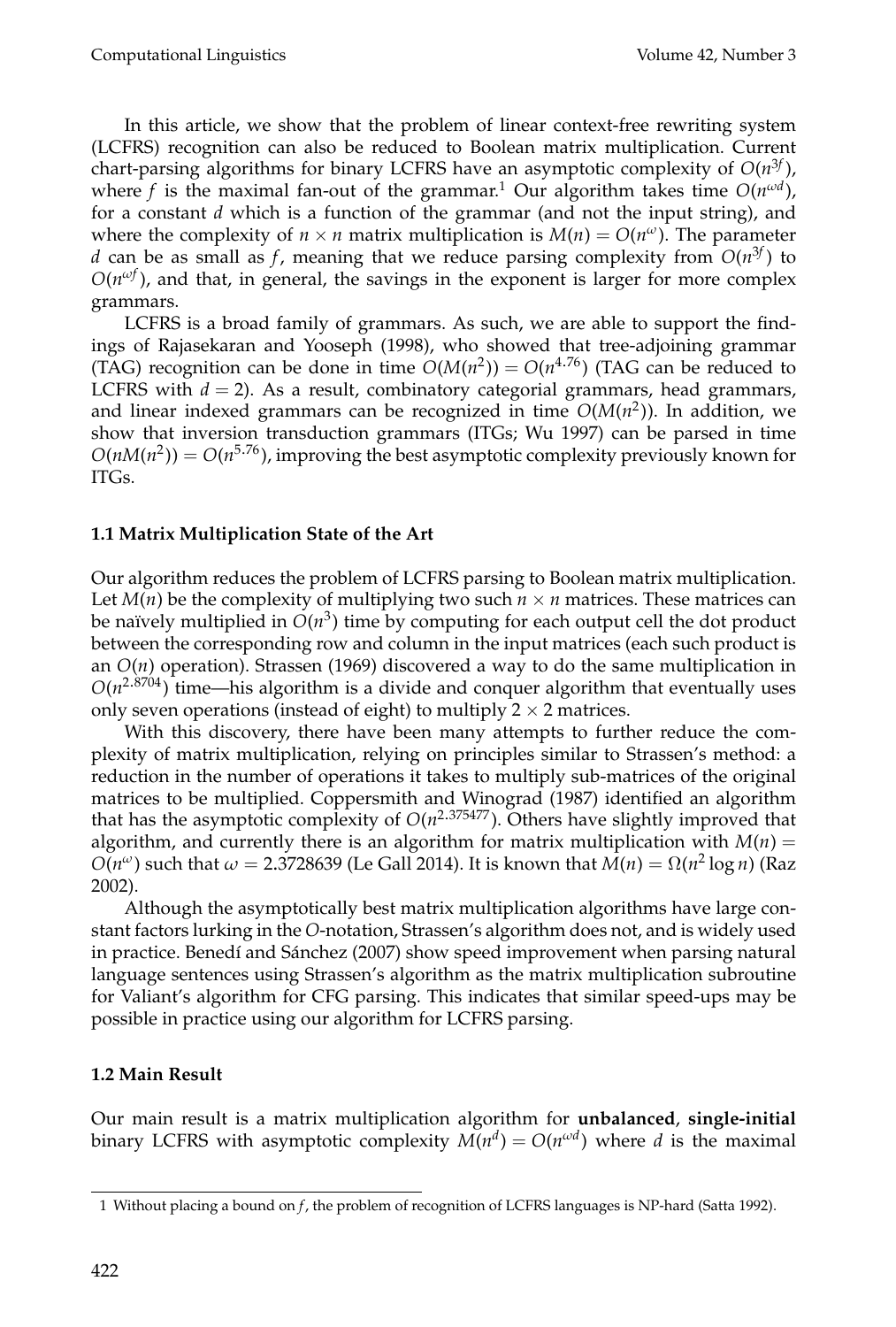In this article, we show that the problem of linear context-free rewriting system (LCFRS) recognition can also be reduced to Boolean matrix multiplication. Current chart-parsing algorithms for binary LCFRS have an asymptotic complexity of $O(n^{3f})$, where $f$ is the maximal fan-out of the grammar.[1] Our algorithm takes time $O(n^{\omega d})$, for a constant $d$ which is a function of the grammar (and not the input string), and where the complexity of $n \times n$ matrix multiplication is $M(n) = O(n^{\omega})$. The parameter $d$ can be as small as $f$, meaning that we reduce parsing complexity from $O(n^{3f})$ to $O(n^{\omega f})$, and that, in general, the savings in the exponent is larger for more complex grammars.

LCFRS is a broad family of grammars. As such, we are able to support the findings of Rajasekaran and Yooseph (1998), who showed that tree-adjoining grammar (TAG) recognition can be done in time $O(M(n^2)) = O(n^{4.76})$ (TAG can be reduced to LCFRS with $d = 2$). As a result, combinatory categorial grammars, head grammars, and linear indexed grammars can be recognized in time $O(M(n^2))$. In addition, we show that inversion transduction grammars (ITGs; Wu 1997) can be parsed in time $O(nM(n^2)) = O(n^{5.76})$, improving the best asymptotic complexity previously known for ITGs.

### 1.1 Matrix Multiplication State of the Art

Our algorithm reduces the problem of LCFRS parsing to Boolean matrix multiplication. Let $M(n)$ be the complexity of multiplying two such $n \times n$ matrices. These matrices can be naïvely multiplied in $O(n^3)$ time by computing for each output cell the dot product between the corresponding row and column in the input matrices (each such product is an $O(n)$ operation). Strassen (1969) discovered a way to do the same multiplication in $O(n^{2.8704})$ time—his algorithm is a divide and conquer algorithm that eventually uses only seven operations (instead of eight) to multiply $2 \times 2$ matrices.

With this discovery, there have been many attempts to further reduce the complexity of matrix multiplication, relying on principles similar to Strassen's method: a reduction in the number of operations it takes to multiply sub-matrices of the original matrices to be multiplied. Coppersmith and Winograd (1987) identified an algorithm that has the asymptotic complexity of $O(n^{2.375477})$. Others have slightly improved that algorithm, and currently there is an algorithm for matrix multiplication with $M(n) = O(n^{\omega})$ such that $\omega = 2.3728639$ (Le Gall 2014). It is known that $M(n) = \Omega(n^2 \log n)$ (Raz 2002).

Although the asymptotically best matrix multiplication algorithms have large constant factors lurking in the $O$-notation, Strassen's algorithm does not, and is widely used in practice. Benedí and Sánchez (2007) show speed improvement when parsing natural language sentences using Strassen's algorithm as the matrix multiplication subroutine for Valiant's algorithm for CFG parsing. This indicates that similar speed-ups may be possible in practice using our algorithm for LCFRS parsing.

### 1.2 Main Result

Our main result is a matrix multiplication algorithm for **unbalanced**, **single-initial** binary LCFRS with asymptotic complexity $M(n^d) = O(n^{\omega d})$ where $d$ is the maximal

---

[1] Without placing a bound on $f$, the problem of recognition of LCFRS languages is NP-hard (Satta 1992).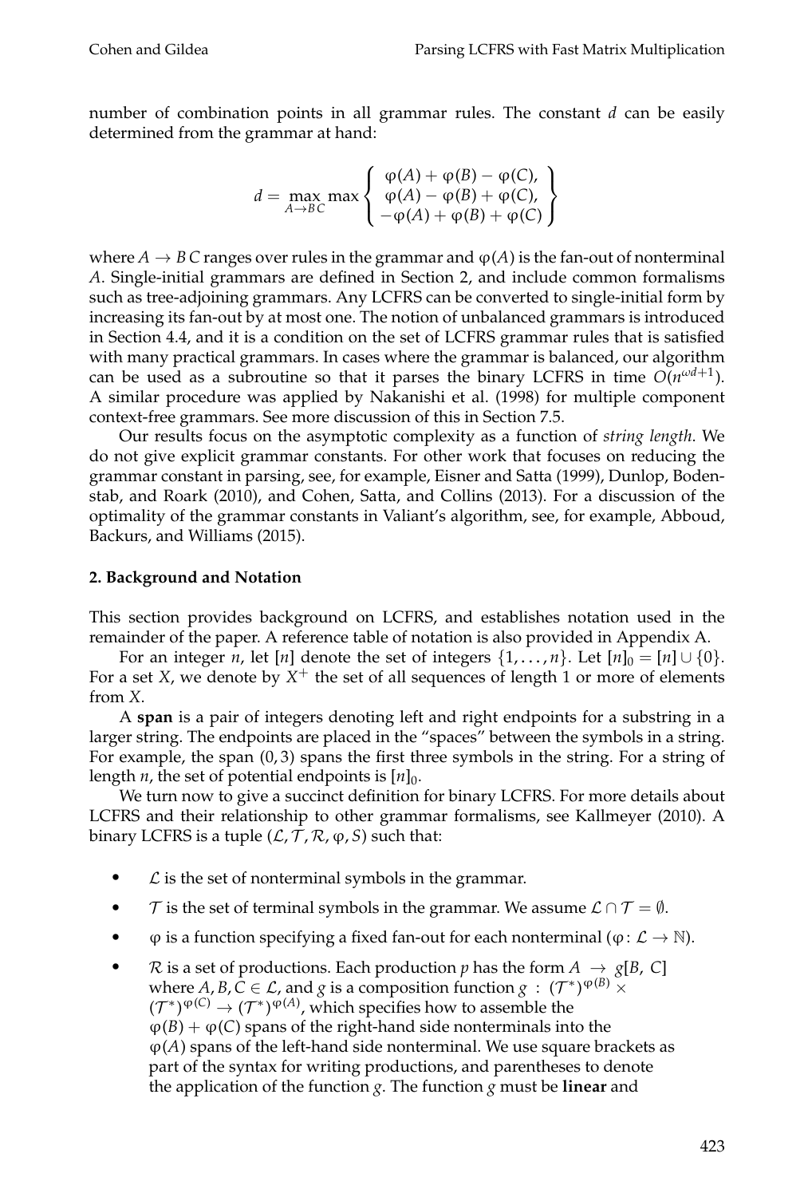number of combination points in all grammar rules. The constant $d$ can be easily determined from the grammar at hand:

$$d = \max_{A \to B\, C} \max \left\{ \begin{array}{c} \varphi(A) + \varphi(B) - \varphi(C), \\ \varphi(A) - \varphi(B) + \varphi(C), \\ -\varphi(A) + \varphi(B) + \varphi(C) \end{array} \right\}$$

where $A \to B\, C$ ranges over rules in the grammar and $\varphi(A)$ is the fan-out of nonterminal $A$. Single-initial grammars are defined in Section 2, and include common formalisms such as tree-adjoining grammars. Any LCFRS can be converted to single-initial form by increasing its fan-out by at most one. The notion of unbalanced grammars is introduced in Section 4.4, and it is a condition on the set of LCFRS grammar rules that is satisfied with many practical grammars. In cases where the grammar is balanced, our algorithm can be used as a subroutine so that it parses the binary LCFRS in time $O(n^{\omega d+1})$. A similar procedure was applied by Nakanishi et al. (1998) for multiple component context-free grammars. See more discussion of this in Section 7.5.

Our results focus on the asymptotic complexity as a function of *string length*. We do not give explicit grammar constants. For other work that focuses on reducing the grammar constant in parsing, see, for example, Eisner and Satta (1999), Dunlop, Bodenstab, and Roark (2010), and Cohen, Satta, and Collins (2013). For a discussion of the optimality of the grammar constants in Valiant's algorithm, see, for example, Abboud, Backurs, and Williams (2015).

## 2. Background and Notation

This section provides background on LCFRS, and establishes notation used in the remainder of the paper. A reference table of notation is also provided in Appendix A.

For an integer $n$, let $[n]$ denote the set of integers $\{1, \ldots, n\}$. Let $[n]_0 = [n] \cup \{0\}$. For a set $X$, we denote by $X^+$ the set of all sequences of length 1 or more of elements from $X$.

A **span** is a pair of integers denoting left and right endpoints for a substring in a larger string. The endpoints are placed in the "spaces" between the symbols in a string. For example, the span $(0, 3)$ spans the first three symbols in the string. For a string of length $n$, the set of potential endpoints is $[n]_0$.

We turn now to give a succinct definition for binary LCFRS. For more details about LCFRS and their relationship to other grammar formalisms, see Kallmeyer (2010). A binary LCFRS is a tuple $(\mathcal{L}, \mathcal{T}, \mathcal{R}, \varphi, S)$ such that:

- $\mathcal{L}$ is the set of nonterminal symbols in the grammar.
- $\mathcal{T}$ is the set of terminal symbols in the grammar. We assume $\mathcal{L} \cap \mathcal{T} = \emptyset$.
- $\varphi$ is a function specifying a fixed fan-out for each nonterminal ($\varphi \colon \mathcal{L} \to \mathbb{N}$).
- $\mathcal{R}$ is a set of productions. Each production $p$ has the form $A \to g[B, C]$ where $A, B, C \in \mathcal{L}$, and $g$ is a composition function $g : (\mathcal{T}^*)^{\varphi(B)} \times (\mathcal{T}^*)^{\varphi(C)} \to (\mathcal{T}^*)^{\varphi(A)}$, which specifies how to assemble the $\varphi(B) + \varphi(C)$ spans of the right-hand side nonterminals into the $\varphi(A)$ spans of the left-hand side nonterminal. We use square brackets as part of the syntax for writing productions, and parentheses to denote the application of the function $g$. The function $g$ must be **linear** and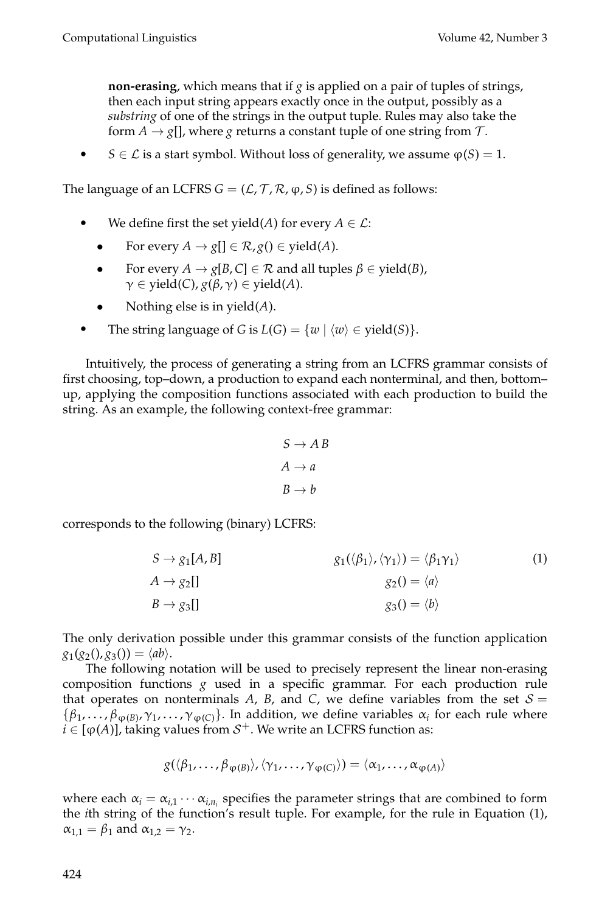**non-erasing**, which means that if $g$ is applied on a pair of tuples of strings, then each input string appears exactly once in the output, possibly as a *substring* of one of the strings in the output tuple. Rules may also take the form $A \to g[]$, where $g$ returns a constant tuple of one string from $\mathcal{T}$.

- $S \in \mathcal{L}$ is a start symbol. Without loss of generality, we assume $\varphi(S) = 1$.

The language of an LCFRS $G = (\mathcal{L}, \mathcal{T}, \mathcal{R}, \varphi, S)$ is defined as follows:

- We define first the set yield($A$) for every $A \in \mathcal{L}$:
  - For every $A \to g[] \in \mathcal{R}, g() \in \text{yield}(A)$.
  - For every $A \to g[B, C] \in \mathcal{R}$ and all tuples $\beta \in \text{yield}(B)$, $\gamma \in \text{yield}(C)$, $g(\beta, \gamma) \in \text{yield}(A)$.
  - Nothing else is in yield($A$).
- The string language of $G$ is $L(G) = \{w \mid \langle w \rangle \in \text{yield}(S)\}$.

Intuitively, the process of generating a string from an LCFRS grammar consists of first choosing, top–down, a production to expand each nonterminal, and then, bottom–up, applying the composition functions associated with each production to build the string. As an example, the following context-free grammar:

$$
\begin{aligned}
S &\to A\ B \\
A &\to a \\
B &\to b
\end{aligned}
$$

corresponds to the following (binary) LCFRS:

$$
\begin{aligned}
S &\to g_1[A, B] \qquad & g_1(\langle \beta_1 \rangle, \langle \gamma_1 \rangle) &= \langle \beta_1 \gamma_1 \rangle \\
A &\to g_2[] \qquad & g_2() &= \langle a \rangle \\
B &\to g_3[] \qquad & g_3() &= \langle b \rangle
\end{aligned}
\tag{1}
$$

The only derivation possible under this grammar consists of the function application $g_1(g_2(), g_3()) = \langle ab \rangle$.

The following notation will be used to precisely represent the linear non-erasing composition functions $g$ used in a specific grammar. For each production rule that operates on nonterminals $A$, $B$, and $C$, we define variables from the set $\mathcal{S} = \{\beta_1, \ldots, \beta_{\varphi(B)}, \gamma_1, \ldots, \gamma_{\varphi(C)}\}$. In addition, we define variables $\alpha_i$ for each rule where $i \in [\varphi(A)]$, taking values from $\mathcal{S}^+$. We write an LCFRS function as:

$$
g(\langle \beta_1, \ldots, \beta_{\varphi(B)} \rangle, \langle \gamma_1, \ldots, \gamma_{\varphi(C)} \rangle) = \langle \alpha_1, \ldots, \alpha_{\varphi(A)} \rangle
$$

where each $\alpha_i = \alpha_{i,1} \cdots \alpha_{i,n_i}$ specifies the parameter strings that are combined to form the $i$th string of the function's result tuple. For example, for the rule in Equation (1), $\alpha_{1,1} = \beta_1$ and $\alpha_{1,2} = \gamma_2$.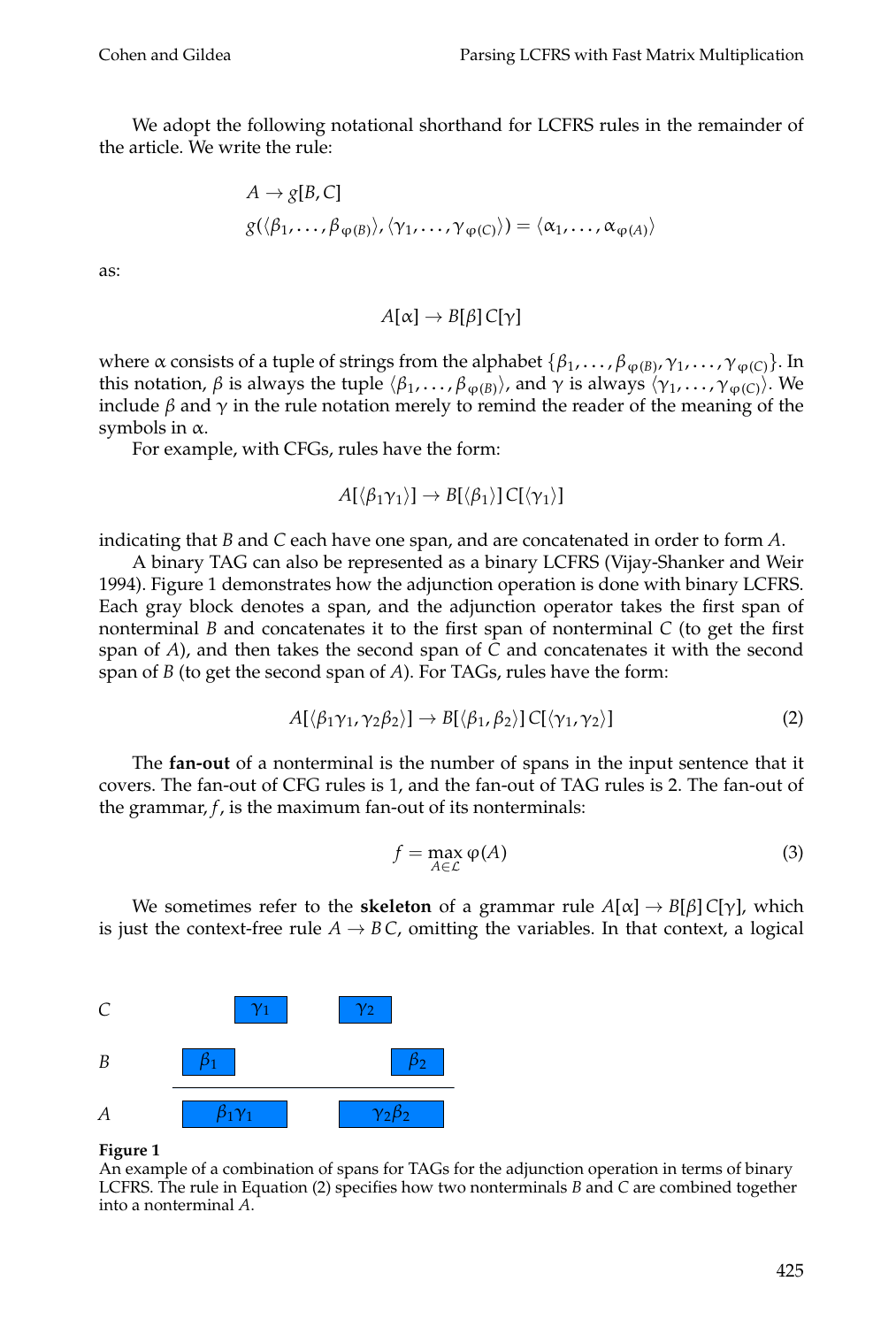We adopt the following notational shorthand for LCFRS rules in the remainder of the article. We write the rule:

$$A \rightarrow g[B, C]$$
$$g(\langle \beta_1, \ldots, \beta_{\varphi(B)} \rangle, \langle \gamma_1, \ldots, \gamma_{\varphi(C)} \rangle) = \langle \alpha_1, \ldots, \alpha_{\varphi(A)} \rangle$$

as:

$$A[\alpha] \rightarrow B[\beta]\, C[\gamma]$$

where $\alpha$ consists of a tuple of strings from the alphabet $\{\beta_1, \ldots, \beta_{\varphi(B)}, \gamma_1, \ldots, \gamma_{\varphi(C)}\}$. In this notation, $\beta$ is always the tuple $\langle \beta_1, \ldots, \beta_{\varphi(B)} \rangle$, and $\gamma$ is always $\langle \gamma_1, \ldots, \gamma_{\varphi(C)} \rangle$. We include $\beta$ and $\gamma$ in the rule notation merely to remind the reader of the meaning of the symbols in $\alpha$.

For example, with CFGs, rules have the form:

$$A[\langle \beta_1 \gamma_1 \rangle] \rightarrow B[\langle \beta_1 \rangle]\, C[\langle \gamma_1 \rangle]$$

indicating that $B$ and $C$ each have one span, and are concatenated in order to form $A$.

A binary TAG can also be represented as a binary LCFRS (Vijay-Shanker and Weir 1994). Figure 1 demonstrates how the adjunction operation is done with binary LCFRS. Each gray block denotes a span, and the adjunction operator takes the first span of nonterminal $B$ and concatenates it to the first span of nonterminal $C$ (to get the first span of $A$), and then takes the second span of $C$ and concatenates it with the second span of $B$ (to get the second span of $A$). For TAGs, rules have the form:

$$A[\langle \beta_1 \gamma_1, \gamma_2 \beta_2 \rangle] \rightarrow B[\langle \beta_1, \beta_2 \rangle]\, C[\langle \gamma_1, \gamma_2 \rangle] \tag{2}$$

The **fan-out** of a nonterminal is the number of spans in the input sentence that it covers. The fan-out of CFG rules is 1, and the fan-out of TAG rules is 2. The fan-out of the grammar, $f$, is the maximum fan-out of its nonterminals:

$$f = \max_{A \in \mathcal{L}} \varphi(A) \tag{3}$$

We sometimes refer to the **skeleton** of a grammar rule $A[\alpha] \rightarrow B[\beta]\, C[\gamma]$, which is just the context-free rule $A \rightarrow B\, C$, omitting the variables. In that context, a logical

| | | | | |
|---|---|---|---|---|
| $C$ | | $\gamma_1$ | $\gamma_2$ | |
| $B$ | $\beta_1$ | | | $\beta_2$ |
| $A$ | $\beta_1\gamma_1$ | | $\gamma_2\beta_2$ | |

**Figure 1**
An example of a combination of spans for TAGs for the adjunction operation in terms of binary LCFRS. The rule in Equation (2) specifies how two nonterminals $B$ and $C$ are combined together into a nonterminal $A$.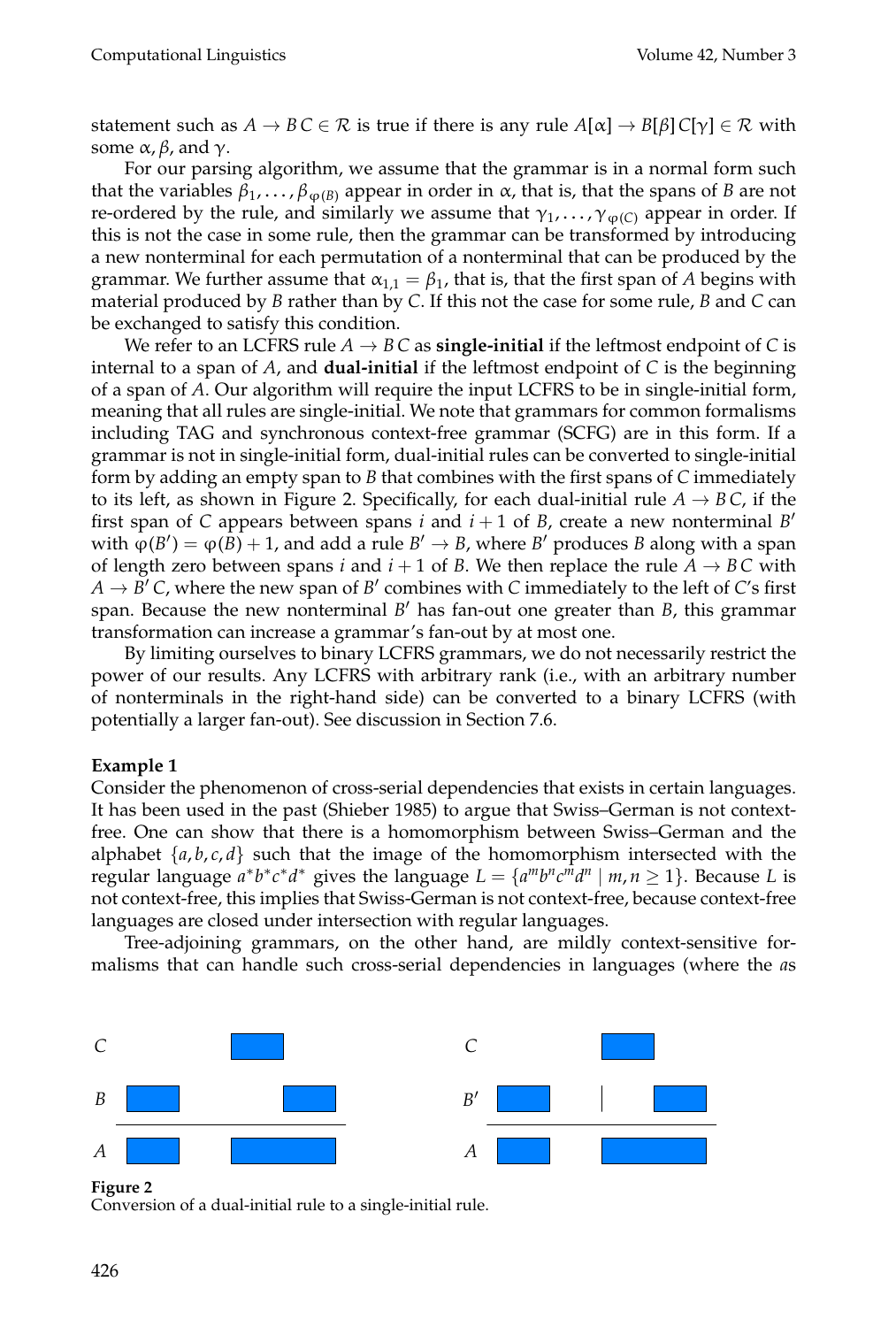statement such as $A \rightarrow B\,C \in \mathcal{R}$ is true if there is any rule $A[\alpha] \rightarrow B[\beta]\,C[\gamma] \in \mathcal{R}$ with some $\alpha, \beta$, and $\gamma$.

For our parsing algorithm, we assume that the grammar is in a normal form such that the variables $\beta_1, \ldots, \beta_{\varphi(B)}$ appear in order in $\alpha$, that is, that the spans of $B$ are not re-ordered by the rule, and similarly we assume that $\gamma_1, \ldots, \gamma_{\varphi(C)}$ appear in order. If this is not the case in some rule, then the grammar can be transformed by introducing a new nonterminal for each permutation of a nonterminal that can be produced by the grammar. We further assume that $\alpha_{1,1} = \beta_1$, that is, that the first span of $A$ begins with material produced by $B$ rather than by $C$. If this not the case for some rule, $B$ and $C$ can be exchanged to satisfy this condition.

We refer to an LCFRS rule $A \rightarrow B\,C$ as **single-initial** if the leftmost endpoint of $C$ is internal to a span of $A$, and **dual-initial** if the leftmost endpoint of $C$ is the beginning of a span of $A$. Our algorithm will require the input LCFRS to be in single-initial form, meaning that all rules are single-initial. We note that grammars for common formalisms including TAG and synchronous context-free grammar (SCFG) are in this form. If a grammar is not in single-initial form, dual-initial rules can be converted to single-initial form by adding an empty span to $B$ that combines with the first spans of $C$ immediately to its left, as shown in Figure 2. Specifically, for each dual-initial rule $A \rightarrow B\,C$, if the first span of $C$ appears between spans $i$ and $i+1$ of $B$, create a new nonterminal $B'$ with $\varphi(B') = \varphi(B) + 1$, and add a rule $B' \rightarrow B$, where $B'$ produces $B$ along with a span of length zero between spans $i$ and $i+1$ of $B$. We then replace the rule $A \rightarrow B\,C$ with $A \rightarrow B'\,C$, where the new span of $B'$ combines with $C$ immediately to the left of $C$'s first span. Because the new nonterminal $B'$ has fan-out one greater than $B$, this grammar transformation can increase a grammar's fan-out by at most one.

By limiting ourselves to binary LCFRS grammars, we do not necessarily restrict the power of our results. Any LCFRS with arbitrary rank (i.e., with an arbitrary number of nonterminals in the right-hand side) can be converted to a binary LCFRS (with potentially a larger fan-out). See discussion in Section 7.6.

**Example 1**
Consider the phenomenon of cross-serial dependencies that exists in certain languages. It has been used in the past (Shieber 1985) to argue that Swiss–German is not context-free. One can show that there is a homomorphism between Swiss–German and the alphabet $\{a, b, c, d\}$ such that the image of the homomorphism intersected with the regular language $a^*b^*c^*d^*$ gives the language $L = \{a^m b^n c^m d^n \mid m, n \geq 1\}$. Because $L$ is not context-free, this implies that Swiss-German is not context-free, because context-free languages are closed under intersection with regular languages.

Tree-adjoining grammars, on the other hand, are mildly context-sensitive formalisms that can handle such cross-serial dependencies in languages (where the $a$s

**Figure 2**
Conversion of a dual-initial rule to a single-initial rule.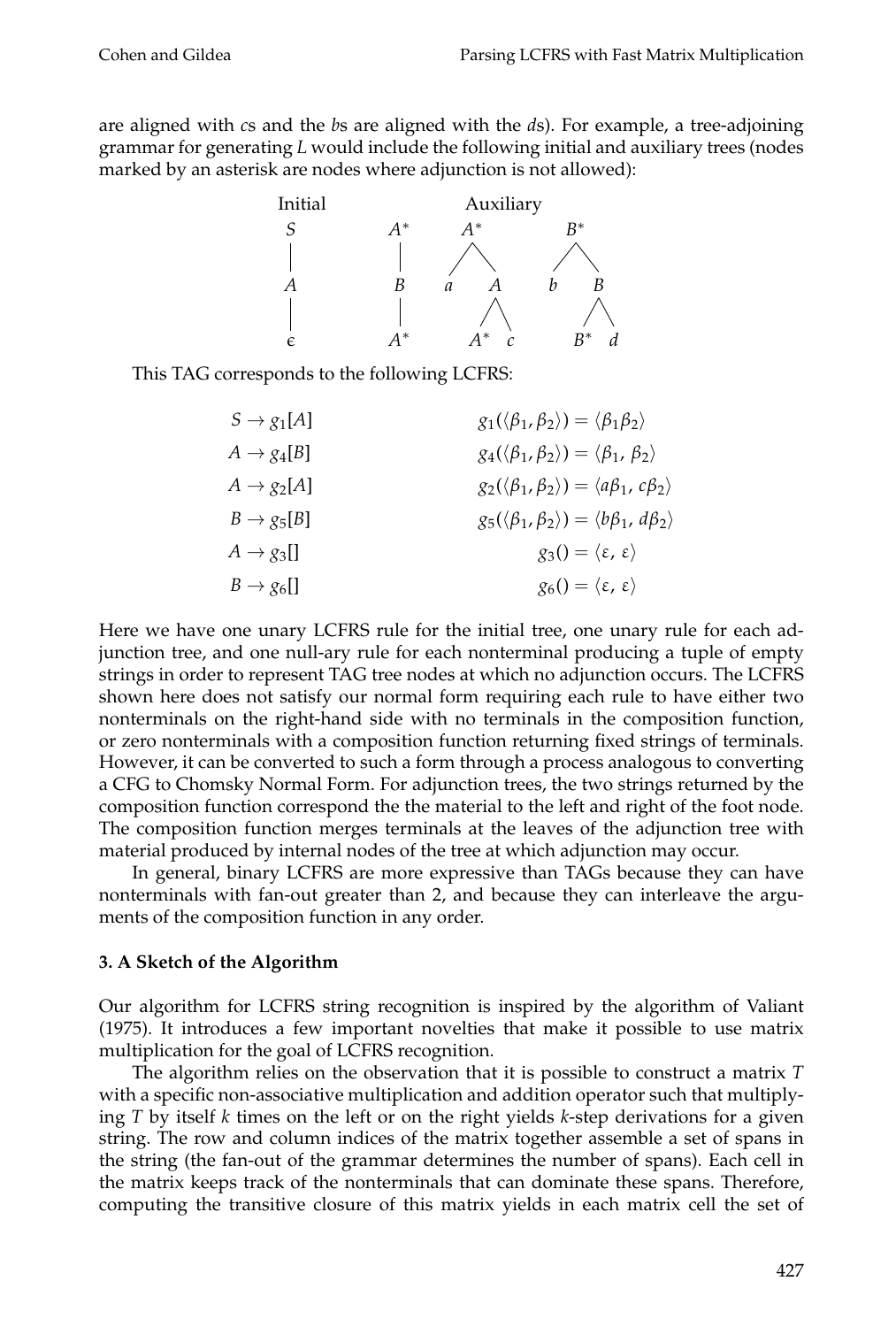are aligned with *c*s and the *b*s are aligned with the *d*s). For example, a tree-adjoining grammar for generating *L* would include the following initial and auxiliary trees (nodes marked by an asterisk are nodes where adjunction is not allowed):

Initial: $S \to A \to \epsilon$

Auxiliary: $A^* \to B \to A^*$; $A^* \to (a\ A)$, $A \to (A^*\ c)$; $B^* \to (b\ B)$, $B \to (B^*\ d)$

This TAG corresponds to the following LCFRS:

$$
\begin{array}{ll}
S \to g_1[A] & g_1(\langle \beta_1, \beta_2 \rangle) = \langle \beta_1 \beta_2 \rangle \\
A \to g_4[B] & g_4(\langle \beta_1, \beta_2 \rangle) = \langle \beta_1,\ \beta_2 \rangle \\
A \to g_2[A] & g_2(\langle \beta_1, \beta_2 \rangle) = \langle a\beta_1,\ c\beta_2 \rangle \\
B \to g_5[B] & g_5(\langle \beta_1, \beta_2 \rangle) = \langle b\beta_1,\ d\beta_2 \rangle \\
A \to g_3[] & g_3() = \langle \varepsilon,\ \varepsilon \rangle \\
B \to g_6[] & g_6() = \langle \varepsilon,\ \varepsilon \rangle
\end{array}
$$

Here we have one unary LCFRS rule for the initial tree, one unary rule for each adjunction tree, and one null-ary rule for each nonterminal producing a tuple of empty strings in order to represent TAG tree nodes at which no adjunction occurs. The LCFRS shown here does not satisfy our normal form requiring each rule to have either two nonterminals on the right-hand side with no terminals in the composition function, or zero nonterminals with a composition function returning fixed strings of terminals. However, it can be converted to such a form through a process analogous to converting a CFG to Chomsky Normal Form. For adjunction trees, the two strings returned by the composition function correspond the the material to the left and right of the foot node. The composition function merges terminals at the leaves of the adjunction tree with material produced by internal nodes of the tree at which adjunction may occur.

In general, binary LCFRS are more expressive than TAGs because they can have nonterminals with fan-out greater than 2, and because they can interleave the arguments of the composition function in any order.

### 3. A Sketch of the Algorithm

Our algorithm for LCFRS string recognition is inspired by the algorithm of Valiant (1975). It introduces a few important novelties that make it possible to use matrix multiplication for the goal of LCFRS recognition.

The algorithm relies on the observation that it is possible to construct a matrix $T$ with a specific non-associative multiplication and addition operator such that multiplying $T$ by itself $k$ times on the left or on the right yields $k$-step derivations for a given string. The row and column indices of the matrix together assemble a set of spans in the string (the fan-out of the grammar determines the number of spans). Each cell in the matrix keeps track of the nonterminals that can dominate these spans. Therefore, computing the transitive closure of this matrix yields in each matrix cell the set of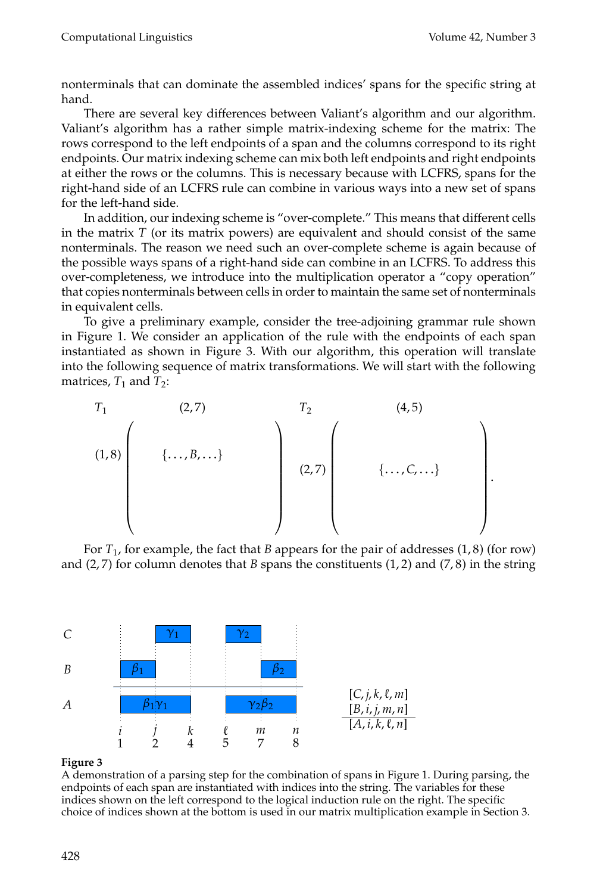nonterminals that can dominate the assembled indices' spans for the specific string at hand.

There are several key differences between Valiant's algorithm and our algorithm. Valiant's algorithm has a rather simple matrix-indexing scheme for the matrix: The rows correspond to the left endpoints of a span and the columns correspond to its right endpoints. Our matrix indexing scheme can mix both left endpoints and right endpoints at either the rows or the columns. This is necessary because with LCFRS, spans for the right-hand side of an LCFRS rule can combine in various ways into a new set of spans for the left-hand side.

In addition, our indexing scheme is "over-complete." This means that different cells in the matrix $T$ (or its matrix powers) are equivalent and should consist of the same nonterminals. The reason we need such an over-complete scheme is again because of the possible ways spans of a right-hand side can combine in an LCFRS. To address this over-completeness, we introduce into the multiplication operator a "copy operation" that copies nonterminals between cells in order to maintain the same set of nonterminals in equivalent cells.

To give a preliminary example, consider the tree-adjoining grammar rule shown in Figure 1. We consider an application of the rule with the endpoints of each span instantiated as shown in Figure 3. With our algorithm, this operation will translate into the following sequence of matrix transformations. We will start with the following matrices, $T_1$ and $T_2$:

$$
T_1 \; \begin{array}{c} \\ (1,8) \\ \\ \end{array} \begin{pmatrix} (2,7) \\ \{\ldots, B, \ldots\} \\ \\ \end{pmatrix} \qquad T_2 \; \begin{array}{c} \\ (2,7) \\ \\ \end{array} \begin{pmatrix} (4,5) \\ \{\ldots, C, \ldots\} \\ \\ \end{pmatrix}.
$$

For $T_1$, for example, the fact that $B$ appears for the pair of addresses $(1,8)$ (for row) and $(2,7)$ for column denotes that $B$ spans the constituents $(1,2)$ and $(7,8)$ in the string

$$
\frac{\begin{array}{c}[C, j, k, \ell, m] \\ [B, i, j, m, n]\end{array}}{[A, i, k, \ell, n]}
$$

**Figure 3**
A demonstration of a parsing step for the combination of spans in Figure 1. During parsing, the endpoints of each span are instantiated with indices into the string. The variables for these indices shown on the left correspond to the logical induction rule on the right. The specific choice of indices shown at the bottom is used in our matrix multiplication example in Section 3.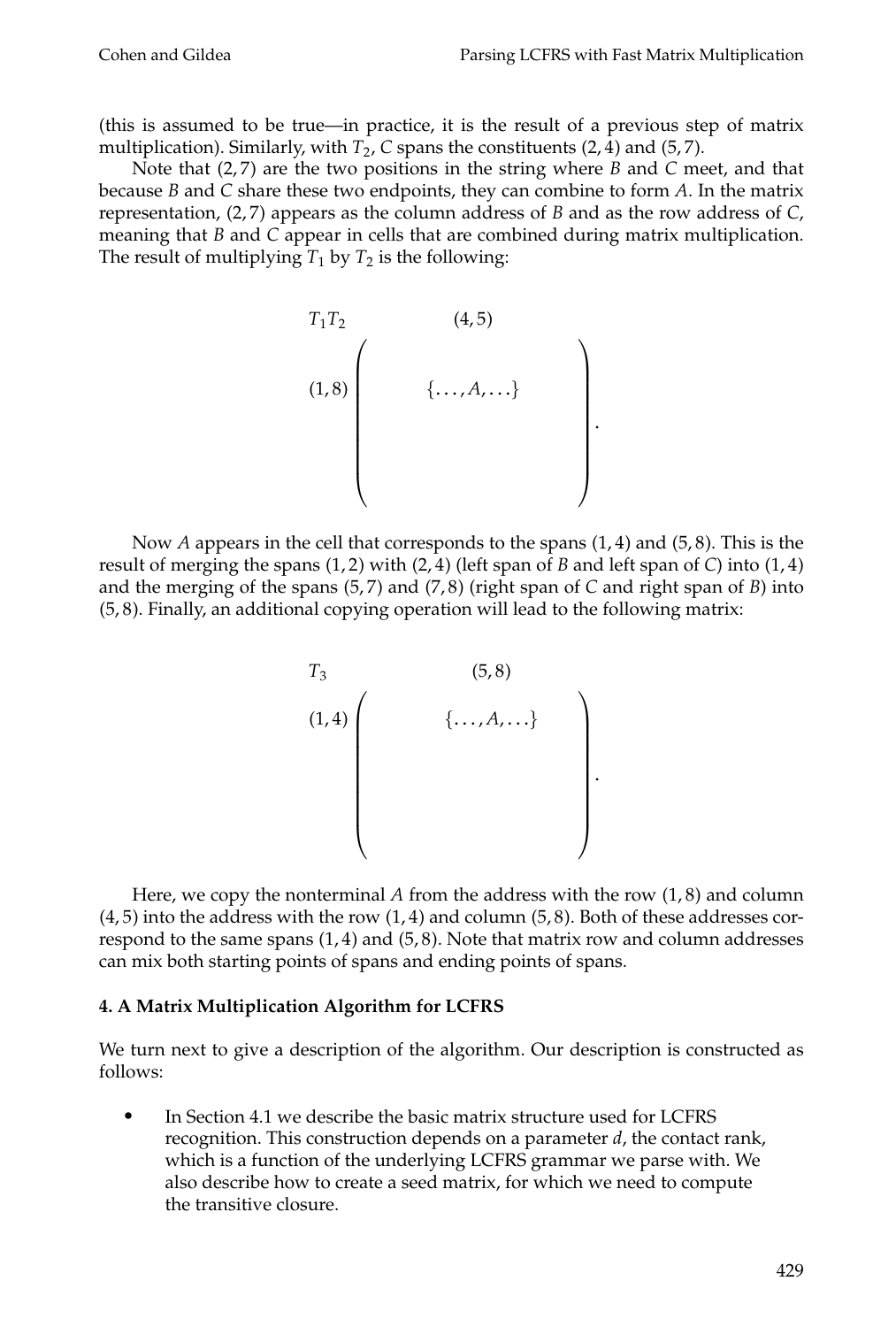(this is assumed to be true—in practice, it is the result of a previous step of matrix multiplication). Similarly, with $T_2$, $C$ spans the constituents $(2,4)$ and $(5,7)$.

Note that $(2,7)$ are the two positions in the string where $B$ and $C$ meet, and that because $B$ and $C$ share these two endpoints, they can combine to form $A$. In the matrix representation, $(2,7)$ appears as the column address of $B$ and as the row address of $C$, meaning that $B$ and $C$ appear in cells that are combined during matrix multiplication. The result of multiplying $T_1$ by $T_2$ is the following:

$$
\begin{array}{cc}
T_1 T_2 & \quad (4,5) \\
(1,8) & \left( \begin{array}{ccc} & \{\ldots, A, \ldots\} & \\ & & \\ & & \\ & & \end{array} \right).
\end{array}
$$

Now $A$ appears in the cell that corresponds to the spans $(1,4)$ and $(5,8)$. This is the result of merging the spans $(1,2)$ with $(2,4)$ (left span of $B$ and left span of $C$) into $(1,4)$ and the merging of the spans $(5,7)$ and $(7,8)$ (right span of $C$ and right span of $B$) into $(5,8)$. Finally, an additional copying operation will lead to the following matrix:

$$
\begin{array}{cc}
T_3 & \quad (5,8) \\
(1,4) & \left( \begin{array}{ccc} & \{\ldots, A, \ldots\} & \\ & & \\ & & \\ & & \end{array} \right).
\end{array}
$$

Here, we copy the nonterminal $A$ from the address with the row $(1,8)$ and column $(4,5)$ into the address with the row $(1,4)$ and column $(5,8)$. Both of these addresses correspond to the same spans $(1,4)$ and $(5,8)$. Note that matrix row and column addresses can mix both starting points of spans and ending points of spans.

**4. A Matrix Multiplication Algorithm for LCFRS**

We turn next to give a description of the algorithm. Our description is constructed as follows:

- In Section 4.1 we describe the basic matrix structure used for LCFRS recognition. This construction depends on a parameter $d$, the contact rank, which is a function of the underlying LCFRS grammar we parse with. We also describe how to create a seed matrix, for which we need to compute the transitive closure.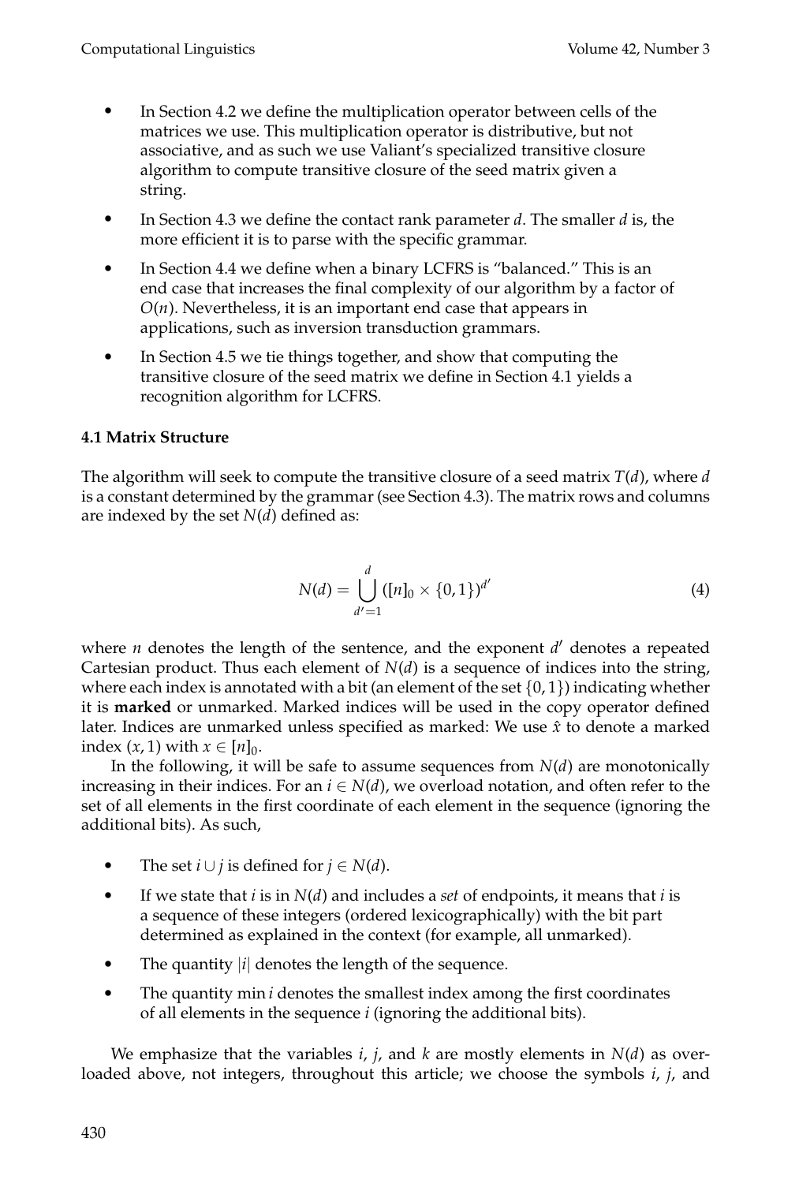- In Section 4.2 we define the multiplication operator between cells of the matrices we use. This multiplication operator is distributive, but not associative, and as such we use Valiant's specialized transitive closure algorithm to compute transitive closure of the seed matrix given a string.
- In Section 4.3 we define the contact rank parameter $d$. The smaller $d$ is, the more efficient it is to parse with the specific grammar.
- In Section 4.4 we define when a binary LCFRS is "balanced." This is an end case that increases the final complexity of our algorithm by a factor of $O(n)$. Nevertheless, it is an important end case that appears in applications, such as inversion transduction grammars.
- In Section 4.5 we tie things together, and show that computing the transitive closure of the seed matrix we define in Section 4.1 yields a recognition algorithm for LCFRS.

### 4.1 Matrix Structure

The algorithm will seek to compute the transitive closure of a seed matrix $T(d)$, where $d$ is a constant determined by the grammar (see Section 4.3). The matrix rows and columns are indexed by the set $N(d)$ defined as:

$$N(d) = \bigcup_{d'=1}^{d} ([n]_0 \times \{0,1\})^{d'} \tag{4}$$

where $n$ denotes the length of the sentence, and the exponent $d'$ denotes a repeated Cartesian product. Thus each element of $N(d)$ is a sequence of indices into the string, where each index is annotated with a bit (an element of the set $\{0,1\}$) indicating whether it is **marked** or unmarked. Marked indices will be used in the copy operator defined later. Indices are unmarked unless specified as marked: We use $\hat{x}$ to denote a marked index $(x, 1)$ with $x \in [n]_0$.

In the following, it will be safe to assume sequences from $N(d)$ are monotonically increasing in their indices. For an $i \in N(d)$, we overload notation, and often refer to the set of all elements in the first coordinate of each element in the sequence (ignoring the additional bits). As such,

- The set $i \cup j$ is defined for $j \in N(d)$.
- If we state that $i$ is in $N(d)$ and includes a *set* of endpoints, it means that $i$ is a sequence of these integers (ordered lexicographically) with the bit part determined as explained in the context (for example, all unmarked).
- The quantity $|i|$ denotes the length of the sequence.
- The quantity $\min i$ denotes the smallest index among the first coordinates of all elements in the sequence $i$ (ignoring the additional bits).

We emphasize that the variables $i$, $j$, and $k$ are mostly elements in $N(d)$ as overloaded above, not integers, throughout this article; we choose the symbols $i$, $j$, and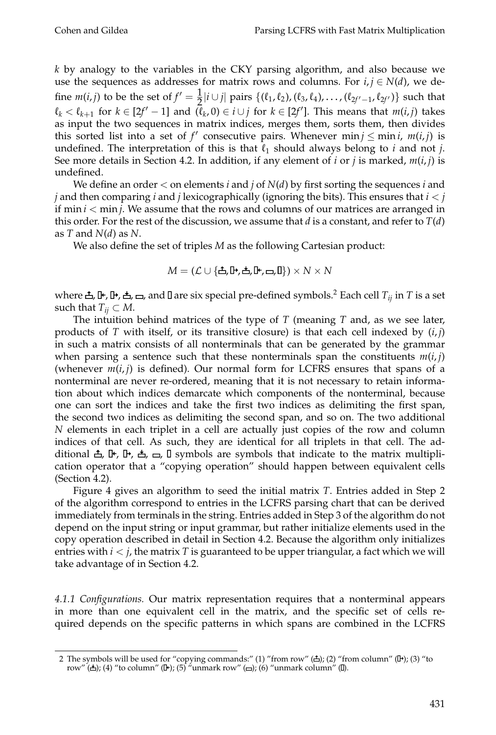$k$ by analogy to the variables in the CKY parsing algorithm, and also because we use the sequences as addresses for matrix rows and columns. For $i, j \in N(d)$, we define $m(i, j)$ to be the set of $f' = \frac{1}{2}|i \cup j|$ pairs $\{(\ell_1, \ell_2), (\ell_3, \ell_4), \ldots, (\ell_{2f'-1}, \ell_{2f'})\}$ such that $\ell_k < \ell_{k+1}$ for $k \in [2f' - 1]$ and $(\ell_k, 0) \in i \cup j$ for $k \in [2f']$. This means that $m(i, j)$ takes as input the two sequences in matrix indices, merges them, sorts them, then divides this sorted list into a set of $f'$ consecutive pairs. Whenever $\min j \leq \min i$, $m(i, j)$ is undefined. The interpretation of this is that $\ell_1$ should always belong to $i$ and not $j$. See more details in Section 4.2. In addition, if any element of $i$ or $j$ is marked, $m(i, j)$ is undefined.

We define an order $<$ on elements $i$ and $j$ of $N(d)$ by first sorting the sequences $i$ and $j$ and then comparing $i$ and $j$ lexicographically (ignoring the bits). This ensures that $i < j$ if $\min i < \min j$. We assume that the rows and columns of our matrices are arranged in this order. For the rest of the discussion, we assume that $d$ is a constant, and refer to $T(d)$ as $T$ and $N(d)$ as $N$.

We also define the set of triples $M$ as the following Cartesian product:

$$M = (\mathcal{L} \cup \{⍐, ⍈, ⍗, ⍇, ▭, ▯\}) \times N \times N$$

where ⍐, ⍇, ⍈, ⍗, ▭, and ▯ are six special pre-defined symbols.[2] Each cell $T_{ij}$ in $T$ is a set such that $T_{ij} \subset M$.

The intuition behind matrices of the type of $T$ (meaning $T$ and, as we see later, products of $T$ with itself, or its transitive closure) is that each cell indexed by $(i, j)$ in such a matrix consists of all nonterminals that can be generated by the grammar when parsing a sentence such that these nonterminals span the constituents $m(i, j)$ (whenever $m(i, j)$ is defined). Our normal form for LCFRS ensures that spans of a nonterminal are never re-ordered, meaning that it is not necessary to retain information about which indices demarcate which components of the nonterminal, because one can sort the indices and take the first two indices as delimiting the first span, the second two indices as delimiting the second span, and so on. The two additional $N$ elements in each triplet in a cell are actually just copies of the row and column indices of that cell. As such, they are identical for all triplets in that cell. The additional ⍐, ⍇, ⍈, ⍗, ▭, ▯ symbols are symbols that indicate to the matrix multiplication operator that a "copying operation" should happen between equivalent cells (Section 4.2).

Figure 4 gives an algorithm to seed the initial matrix $T$. Entries added in Step 2 of the algorithm correspond to entries in the LCFRS parsing chart that can be derived immediately from terminals in the string. Entries added in Step 3 of the algorithm do not depend on the input string or input grammar, but rather initialize elements used in the copy operation described in detail in Section 4.2. Because the algorithm only initializes entries with $i < j$, the matrix $T$ is guaranteed to be upper triangular, a fact which we will take advantage of in Section 4.2.

*4.1.1 Configurations.* Our matrix representation requires that a nonterminal appears in more than one equivalent cell in the matrix, and the specific set of cells required depends on the specific patterns in which spans are combined in the LCFRS

[2] The symbols will be used for "copying commands:" (1) "from row" (⍐); (2) "from column" (⍈); (3) "to row" (⍗); (4) "to column" (⍇); (5) "unmark row" (▭); (6) "unmark column" (▯).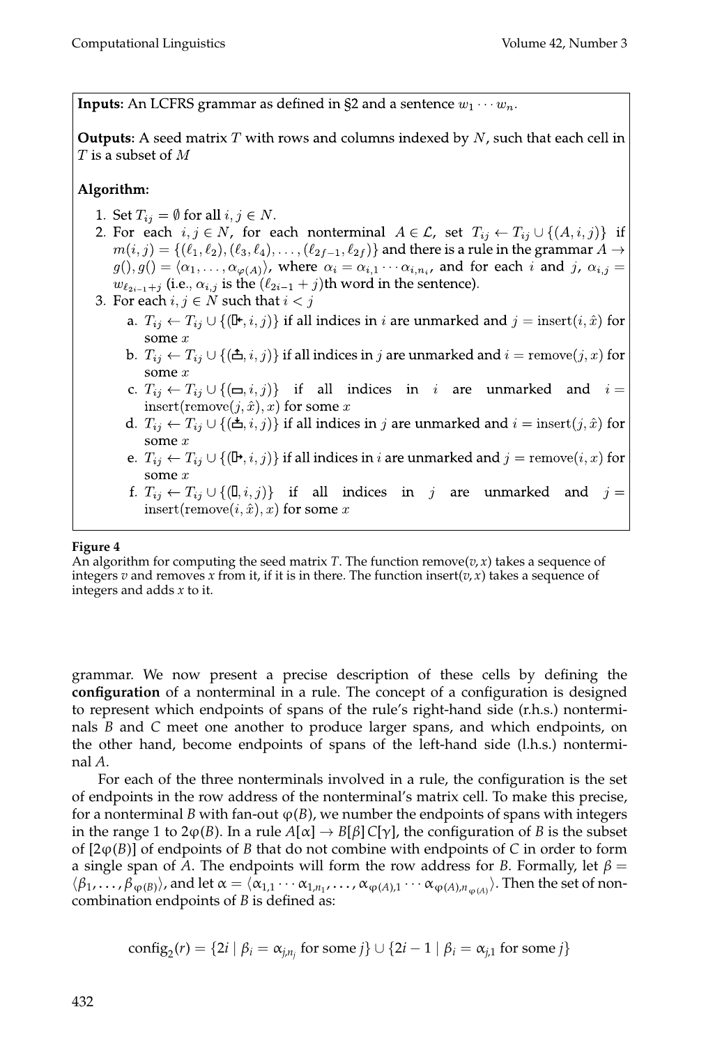**Inputs**: An LCFRS grammar as defined in §2 and a sentence $w_1 \cdots w_n$.

**Outputs**: A seed matrix $T$ with rows and columns indexed by $N$, such that each cell in $T$ is a subset of $M$

**Algorithm:**

1. Set $T_{ij} = \emptyset$ for all $i, j \in N$.
2. For each $i, j \in N$, for each nonterminal $A \in \mathcal{L}$, set $T_{ij} \leftarrow T_{ij} \cup \{(A, i, j)\}$ if $m(i, j) = \{(\ell_1, \ell_2), (\ell_3, \ell_4), \ldots, (\ell_{2f-1}, \ell_{2f})\}$ and there is a rule in the grammar $A \rightarrow g(), g() = \langle \alpha_1, \ldots, \alpha_{\varphi(A)} \rangle$, where $\alpha_i = \alpha_{i,1} \cdots \alpha_{i,n_i}$, and for each $i$ and $j$, $\alpha_{i,j} = w_{\ell_{2i-1}+j}$ (i.e., $\alpha_{i,j}$ is the $(\ell_{2i-1} + j)$th word in the sentence).
3. For each $i, j \in N$ such that $i < j$
   a. $T_{ij} \leftarrow T_{ij} \cup \{(⇤, i, j)\}$ if all indices in $i$ are unmarked and $j = \text{insert}(i, \hat{x})$ for some $x$
   b. $T_{ij} \leftarrow T_{ij} \cup \{(⇧, i, j)\}$ if all indices in $j$ are unmarked and $i = \text{remove}(j, x)$ for some $x$
   c. $T_{ij} \leftarrow T_{ij} \cup \{(▭, i, j)\}$ if all indices in $i$ are unmarked and $i = \text{insert}(\text{remove}(j, \hat{x}), x)$ for some $x$
   d. $T_{ij} \leftarrow T_{ij} \cup \{(⇩, i, j)\}$ if all indices in $j$ are unmarked and $i = \text{insert}(j, \hat{x})$ for some $x$
   e. $T_{ij} \leftarrow T_{ij} \cup \{(⇥, i, j)\}$ if all indices in $i$ are unmarked and $j = \text{remove}(i, x)$ for some $x$
   f. $T_{ij} \leftarrow T_{ij} \cup \{(▯, i, j)\}$ if all indices in $j$ are unmarked and $j = \text{insert}(\text{remove}(i, \hat{x}), x)$ for some $x$

**Figure 4**
An algorithm for computing the seed matrix $T$. The function remove$(v, x)$ takes a sequence of integers $v$ and removes $x$ from it, if it is in there. The function insert$(v, x)$ takes a sequence of integers and adds $x$ to it.

grammar. We now present a precise description of these cells by defining the **configuration** of a nonterminal in a rule. The concept of a configuration is designed to represent which endpoints of spans of the rule's right-hand side (r.h.s.) nonterminals $B$ and $C$ meet one another to produce larger spans, and which endpoints, on the other hand, become endpoints of spans of the left-hand side (l.h.s.) nonterminal $A$.

For each of the three nonterminals involved in a rule, the configuration is the set of endpoints in the row address of the nonterminal's matrix cell. To make this precise, for a nonterminal $B$ with fan-out $\varphi(B)$, we number the endpoints of spans with integers in the range 1 to $2\varphi(B)$. In a rule $A[\alpha] \rightarrow B[\beta]\, C[\gamma]$, the configuration of $B$ is the subset of $[2\varphi(B)]$ of endpoints of $B$ that do not combine with endpoints of $C$ in order to form a single span of $A$. The endpoints will form the row address for $B$. Formally, let $\beta = \langle \beta_1, \ldots, \beta_{\varphi(B)} \rangle$, and let $\alpha = \langle \alpha_{1,1} \cdots \alpha_{1,n_1}, \ldots, \alpha_{\varphi(A),1} \cdots \alpha_{\varphi(A),n_{\varphi(A)}} \rangle$. Then the set of non-combination endpoints of $B$ is defined as:

$$\text{config}_2(r) = \{2i \mid \beta_i = \alpha_{j,n_j} \text{ for some } j\} \cup \{2i - 1 \mid \beta_i = \alpha_{j,1} \text{ for some } j\}$$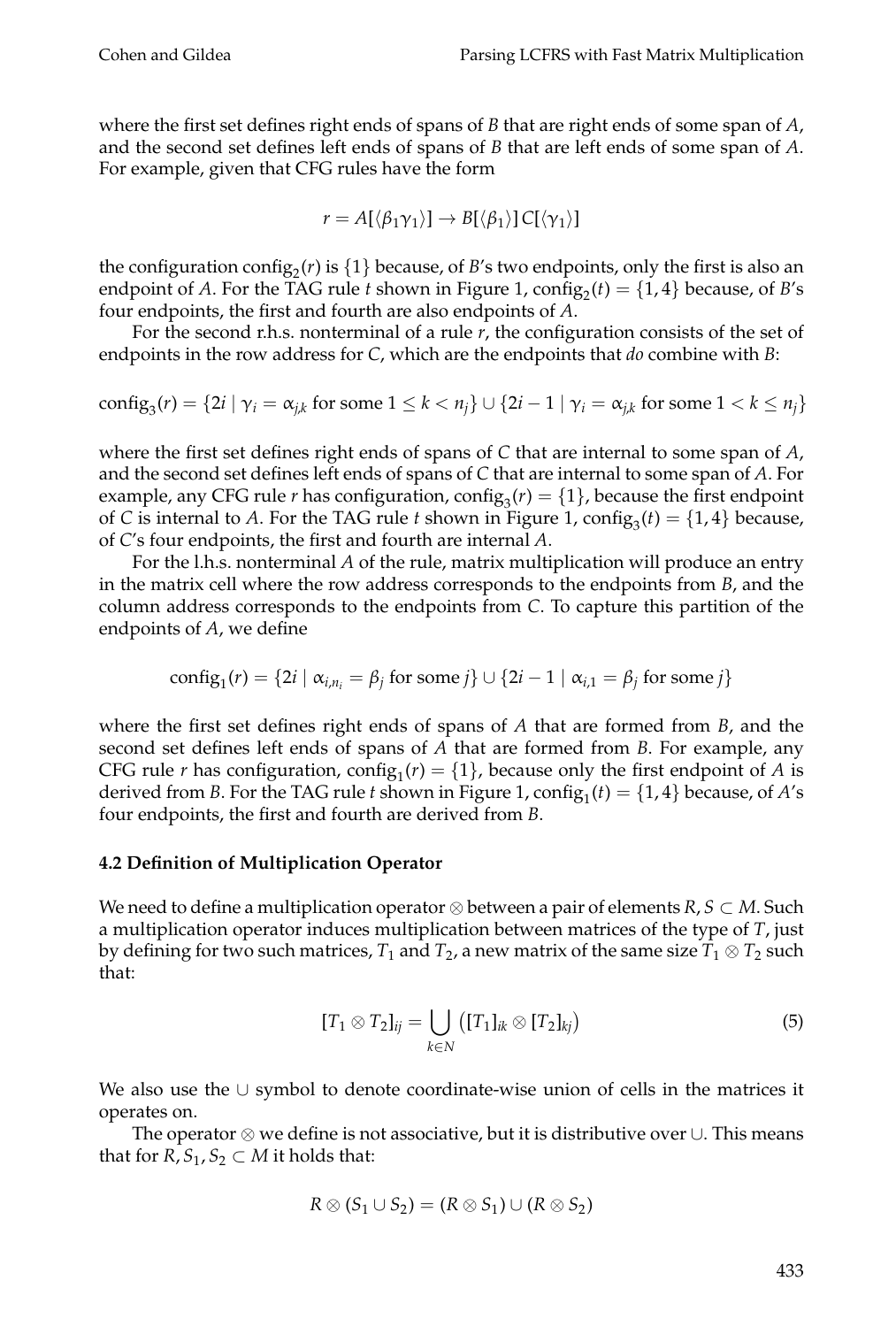where the first set defines right ends of spans of $B$ that are right ends of some span of $A$, and the second set defines left ends of spans of $B$ that are left ends of some span of $A$. For example, given that CFG rules have the form

$$r = A[\langle \beta_1 \gamma_1 \rangle] \rightarrow B[\langle \beta_1 \rangle]\, C[\langle \gamma_1 \rangle]$$

the configuration $\text{config}_2(r)$ is $\{1\}$ because, of $B$'s two endpoints, only the first is also an endpoint of $A$. For the TAG rule $t$ shown in Figure 1, $\text{config}_2(t) = \{1, 4\}$ because, of $B$'s four endpoints, the first and fourth are also endpoints of $A$.

For the second r.h.s. nonterminal of a rule $r$, the configuration consists of the set of endpoints in the row address for $C$, which are the endpoints that *do* combine with $B$:

$$\text{config}_3(r) = \{2i \mid \gamma_i = \alpha_{j,k} \text{ for some } 1 \leq k < n_j\} \cup \{2i - 1 \mid \gamma_i = \alpha_{j,k} \text{ for some } 1 < k \leq n_j\}$$

where the first set defines right ends of spans of $C$ that are internal to some span of $A$, and the second set defines left ends of spans of $C$ that are internal to some span of $A$. For example, any CFG rule $r$ has configuration, $\text{config}_3(r) = \{1\}$, because the first endpoint of $C$ is internal to $A$. For the TAG rule $t$ shown in Figure 1, $\text{config}_3(t) = \{1, 4\}$ because, of $C$'s four endpoints, the first and fourth are internal $A$.

For the l.h.s. nonterminal $A$ of the rule, matrix multiplication will produce an entry in the matrix cell where the row address corresponds to the endpoints from $B$, and the column address corresponds to the endpoints from $C$. To capture this partition of the endpoints of $A$, we define

$$\text{config}_1(r) = \{2i \mid \alpha_{i,n_i} = \beta_j \text{ for some } j\} \cup \{2i - 1 \mid \alpha_{i,1} = \beta_j \text{ for some } j\}$$

where the first set defines right ends of spans of $A$ that are formed from $B$, and the second set defines left ends of spans of $A$ that are formed from $B$. For example, any CFG rule $r$ has configuration, $\text{config}_1(r) = \{1\}$, because only the first endpoint of $A$ is derived from $B$. For the TAG rule $t$ shown in Figure 1, $\text{config}_1(t) = \{1, 4\}$ because, of $A$'s four endpoints, the first and fourth are derived from $B$.

#### 4.2 Definition of Multiplication Operator

We need to define a multiplication operator $\otimes$ between a pair of elements $R, S \subset M$. Such a multiplication operator induces multiplication between matrices of the type of $T$, just by defining for two such matrices, $T_1$ and $T_2$, a new matrix of the same size $T_1 \otimes T_2$ such that:

$$[T_1 \otimes T_2]_{ij} = \bigcup_{k \in N} \left( [T_1]_{ik} \otimes [T_2]_{kj} \right) \tag{5}$$

We also use the $\cup$ symbol to denote coordinate-wise union of cells in the matrices it operates on.

The operator $\otimes$ we define is not associative, but it is distributive over $\cup$. This means that for $R, S_1, S_2 \subset M$ it holds that:

$$R \otimes (S_1 \cup S_2) = (R \otimes S_1) \cup (R \otimes S_2)$$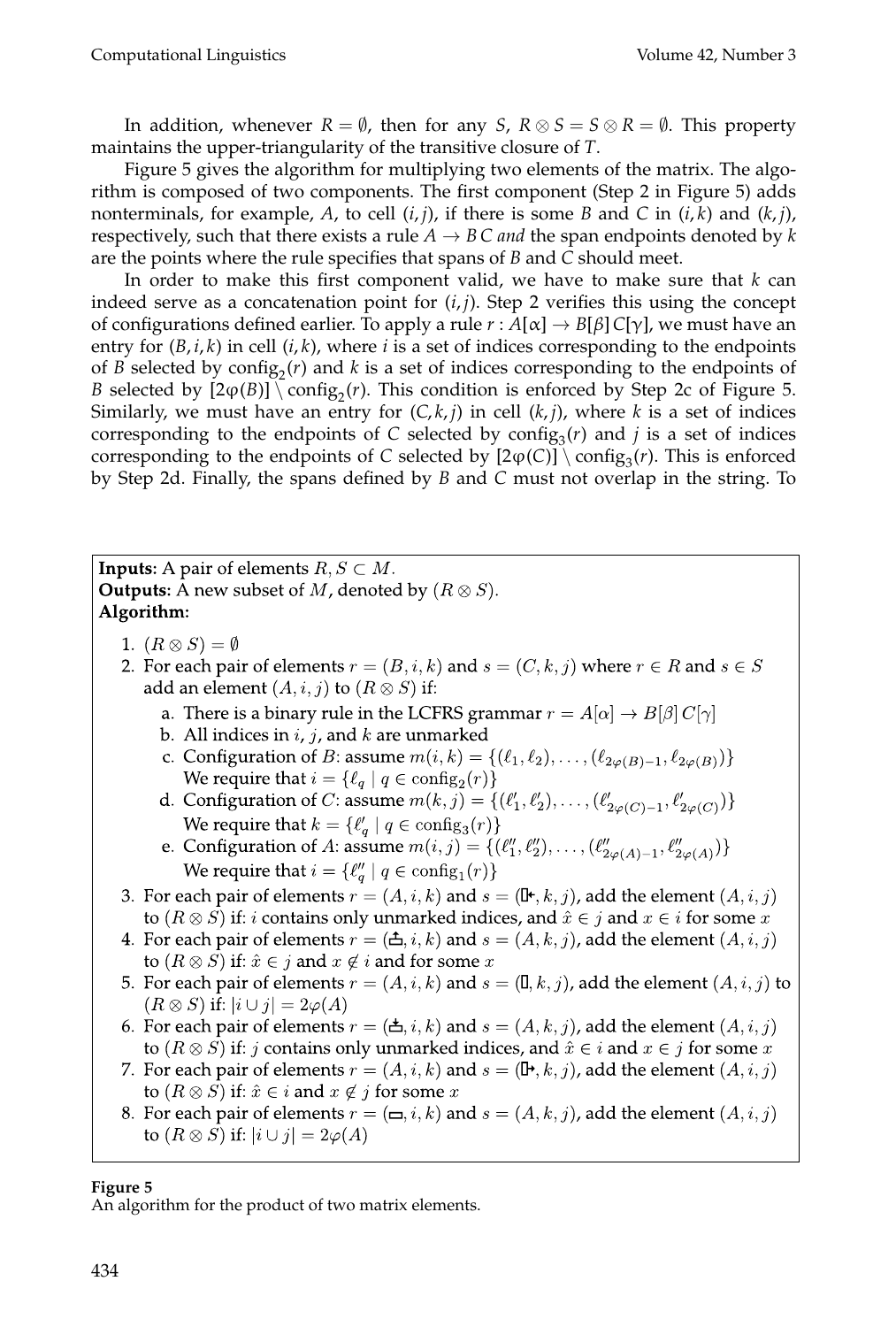In addition, whenever $R = \emptyset$, then for any $S$, $R \otimes S = S \otimes R = \emptyset$. This property maintains the upper-triangularity of the transitive closure of $T$.

Figure 5 gives the algorithm for multiplying two elements of the matrix. The algorithm is composed of two components. The first component (Step 2 in Figure 5) adds nonterminals, for example, $A$, to cell $(i, j)$, if there is some $B$ and $C$ in $(i, k)$ and $(k, j)$, respectively, such that there exists a rule $A \rightarrow B\,C$ *and* the span endpoints denoted by $k$ are the points where the rule specifies that spans of $B$ and $C$ should meet.

In order to make this first component valid, we have to make sure that $k$ can indeed serve as a concatenation point for $(i, j)$. Step 2 verifies this using the concept of configurations defined earlier. To apply a rule $r : A[\alpha] \rightarrow B[\beta]\, C[\gamma]$, we must have an entry for $(B, i, k)$ in cell $(i, k)$, where $i$ is a set of indices corresponding to the endpoints of $B$ selected by $\text{config}_2(r)$ and $k$ is a set of indices corresponding to the endpoints of $B$ selected by $[2\varphi(B)] \setminus \text{config}_2(r)$. This condition is enforced by Step 2c of Figure 5. Similarly, we must have an entry for $(C, k, j)$ in cell $(k, j)$, where $k$ is a set of indices corresponding to the endpoints of $C$ selected by $\text{config}_3(r)$ and $j$ is a set of indices corresponding to the endpoints of $C$ selected by $[2\varphi(C)] \setminus \text{config}_3(r)$. This is enforced by Step 2d. Finally, the spans defined by $B$ and $C$ must not overlap in the string. To

**Inputs**: A pair of elements $R, S \subset M$.
**Outputs**: A new subset of $M$, denoted by $(R \otimes S)$.
**Algorithm:**

1. $(R \otimes S) = \emptyset$
2. For each pair of elements $r = (B, i, k)$ and $s = (C, k, j)$ where $r \in R$ and $s \in S$ add an element $(A, i, j)$ to $(R \otimes S)$ if:
   a. There is a binary rule in the LCFRS grammar $r = A[\alpha] \rightarrow B[\beta]\, C[\gamma]$
   b. All indices in $i$, $j$, and $k$ are unmarked
   c. Configuration of $B$: assume $m(i, k) = \{(\ell_1, \ell_2), \ldots, (\ell_{2\varphi(B)-1}, \ell_{2\varphi(B)})\}$
      We require that $i = \{\ell_q \mid q \in \text{config}_2(r)\}$
   d. Configuration of $C$: assume $m(k, j) = \{(\ell'_1, \ell'_2), \ldots, (\ell'_{2\varphi(C)-1}, \ell'_{2\varphi(C)})\}$
      We require that $k = \{\ell'_q \mid q \in \text{config}_3(r)\}$
   e. Configuration of $A$: assume $m(i, j) = \{(\ell''_1, \ell''_2), \ldots, (\ell''_{2\varphi(A)-1}, \ell''_{2\varphi(A)})\}$
      We require that $i = \{\ell''_q \mid q \in \text{config}_1(r)\}$
3. For each pair of elements $r = (A, i, k)$ and $s = (⍇, k, j)$, add the element $(A, i, j)$ to $(R \otimes S)$ if: $i$ contains only unmarked indices, and $\hat{x} \in j$ and $x \in i$ for some $x$
4. For each pair of elements $r = (⍐, i, k)$ and $s = (A, k, j)$, add the element $(A, i, j)$ to $(R \otimes S)$ if: $\hat{x} \in j$ and $x \notin i$ and for some $x$
5. For each pair of elements $r = (A, i, k)$ and $s = (▯, k, j)$, add the element $(A, i, j)$ to $(R \otimes S)$ if: $|i \cup j| = 2\varphi(A)$
6. For each pair of elements $r = (⍗, i, k)$ and $s = (A, k, j)$, add the element $(A, i, j)$ to $(R \otimes S)$ if: $j$ contains only unmarked indices, and $\hat{x} \in i$ and $x \in j$ for some $x$
7. For each pair of elements $r = (A, i, k)$ and $s = (⍈, k, j)$, add the element $(A, i, j)$ to $(R \otimes S)$ if: $\hat{x} \in i$ and $x \notin j$ for some $x$
8. For each pair of elements $r = (▭, i, k)$ and $s = (A, k, j)$, add the element $(A, i, j)$ to $(R \otimes S)$ if: $|i \cup j| = 2\varphi(A)$

**Figure 5**
An algorithm for the product of two matrix elements.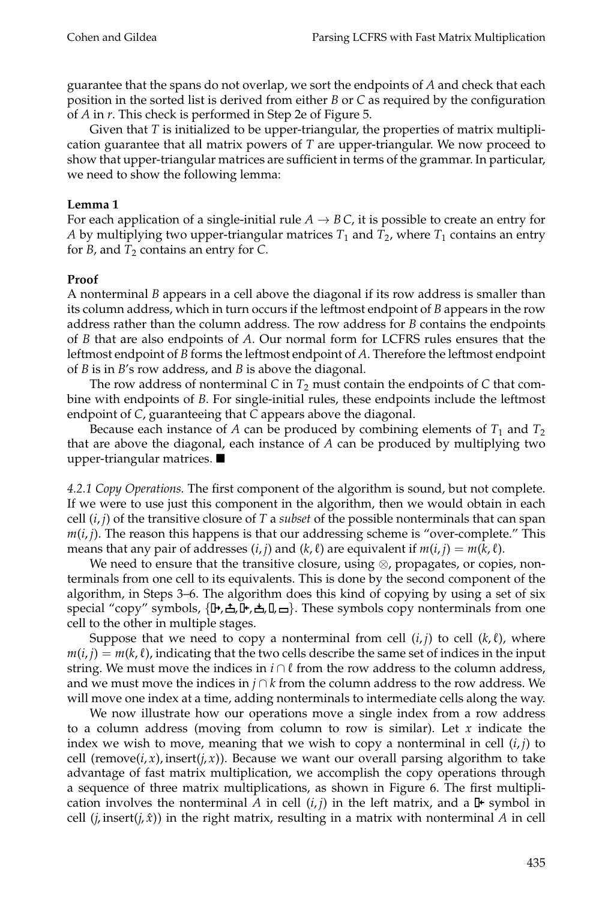guarantee that the spans do not overlap, we sort the endpoints of $A$ and check that each position in the sorted list is derived from either $B$ or $C$ as required by the configuration of $A$ in $r$. This check is performed in Step 2e of Figure 5.

Given that $T$ is initialized to be upper-triangular, the properties of matrix multiplication guarantee that all matrix powers of $T$ are upper-triangular. We now proceed to show that upper-triangular matrices are sufficient in terms of the grammar. In particular, we need to show the following lemma:

**Lemma 1**

For each application of a single-initial rule $A \rightarrow B\,C$, it is possible to create an entry for $A$ by multiplying two upper-triangular matrices $T_1$ and $T_2$, where $T_1$ contains an entry for $B$, and $T_2$ contains an entry for $C$.

**Proof**

A nonterminal $B$ appears in a cell above the diagonal if its row address is smaller than its column address, which in turn occurs if the leftmost endpoint of $B$ appears in the row address rather than the column address. The row address for $B$ contains the endpoints of $B$ that are also endpoints of $A$. Our normal form for LCFRS rules ensures that the leftmost endpoint of $B$ forms the leftmost endpoint of $A$. Therefore the leftmost endpoint of $B$ is in $B$'s row address, and $B$ is above the diagonal.

The row address of nonterminal $C$ in $T_2$ must contain the endpoints of $C$ that combine with endpoints of $B$. For single-initial rules, these endpoints include the leftmost endpoint of $C$, guaranteeing that $C$ appears above the diagonal.

Because each instance of $A$ can be produced by combining elements of $T_1$ and $T_2$ that are above the diagonal, each instance of $A$ can be produced by multiplying two upper-triangular matrices. ■

*4.2.1 Copy Operations.* The first component of the algorithm is sound, but not complete. If we were to use just this component in the algorithm, then we would obtain in each cell $(i, j)$ of the transitive closure of $T$ a *subset* of the possible nonterminals that can span $m(i, j)$. The reason this happens is that our addressing scheme is "over-complete." This means that any pair of addresses $(i, j)$ and $(k, \ell)$ are equivalent if $m(i, j) = m(k, \ell)$.

We need to ensure that the transitive closure, using $\otimes$, propagates, or copies, nonterminals from one cell to its equivalents. This is done by the second component of the algorithm, in Steps 3–6. The algorithm does this kind of copying by using a set of six special "copy" symbols, {⊪→, ⊥̂, ⊪←, ⊥̂, ▯, ▭}. These symbols copy nonterminals from one cell to the other in multiple stages.

Suppose that we need to copy a nonterminal from cell $(i, j)$ to cell $(k, \ell)$, where $m(i, j) = m(k, \ell)$, indicating that the two cells describe the same set of indices in the input string. We must move the indices in $i \cap \ell$ from the row address to the column address, and we must move the indices in $j \cap k$ from the column address to the row address. We will move one index at a time, adding nonterminals to intermediate cells along the way.

We now illustrate how our operations move a single index from a row address to a column address (moving from column to row is similar). Let $x$ indicate the index we wish to move, meaning that we wish to copy a nonterminal in cell $(i, j)$ to cell $(\text{remove}(i, x), \text{insert}(j, x))$. Because we want our overall parsing algorithm to take advantage of fast matrix multiplication, we accomplish the copy operations through a sequence of three matrix multiplications, as shown in Figure 6. The first multiplication involves the nonterminal $A$ in cell $(i, j)$ in the left matrix, and a ⊪← symbol in cell $(j, \text{insert}(j, \hat{x}))$ in the right matrix, resulting in a matrix with nonterminal $A$ in cell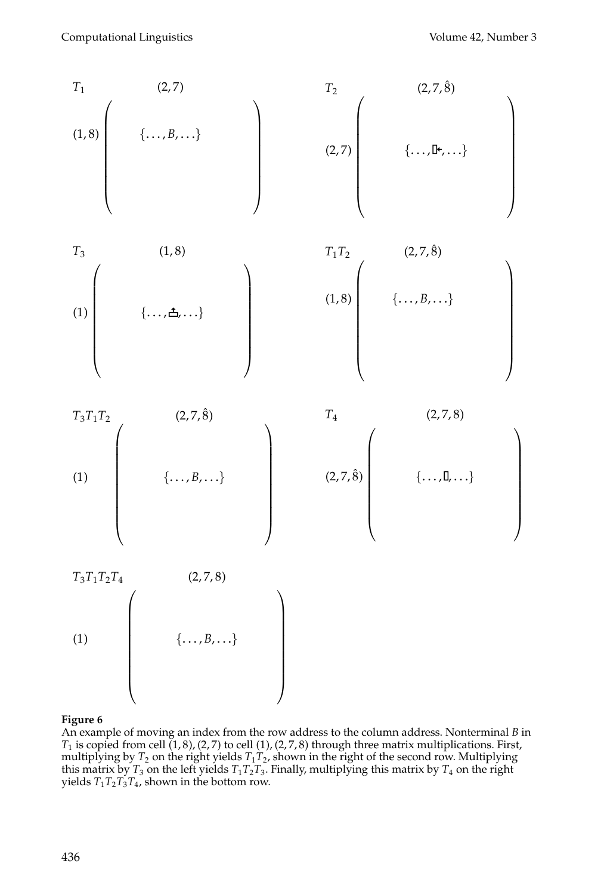$T_1$ $(2,7)$

$$
\begin{array}{c}
(1,8)
\end{array}
\begin{pmatrix}
\{\ldots, B, \ldots\} & & \\
& & \\
& &
\end{pmatrix}
$$

$T_2$ $(2,7,\hat{8})$

$$
\begin{array}{c}
(2,7)
\end{array}
\begin{pmatrix}
& & \\
& \{\ldots, \text{□+}, \ldots\} & \\
& &
\end{pmatrix}
$$

$T_3$ $(1,8)$

$$
\begin{array}{c}
(1)
\end{array}
\begin{pmatrix}
& & \\
& \{\ldots, \text{⏏}, \ldots\} & \\
& &
\end{pmatrix}
$$

$T_1T_2$ $(2,7,\hat{8})$

$$
\begin{array}{c}
(1,8)
\end{array}
\begin{pmatrix}
\{\ldots, B, \ldots\} & & \\
& & \\
& &
\end{pmatrix}
$$

$T_3T_1T_2$ $(2,7,\hat{8})$

$$
\begin{array}{c}
(1)
\end{array}
\begin{pmatrix}
& & \\
& \{\ldots, B, \ldots\} & \\
& &
\end{pmatrix}
$$

$T_4$ $(2,7,8)$

$$
\begin{array}{c}
(2,7,\hat{8})
\end{array}
\begin{pmatrix}
& & \\
& \{\ldots, \text{□}, \ldots\} & \\
& &
\end{pmatrix}
$$

$T_3T_1T_2T_4$ $(2,7,8)$

$$
\begin{array}{c}
(1)
\end{array}
\begin{pmatrix}
& & \\
& \{\ldots, B, \ldots\} & \\
& &
\end{pmatrix}
$$

**Figure 6**
An example of moving an index from the row address to the column address. Nonterminal $B$ in $T_1$ is copied from cell $(1,8),(2,7)$ to cell $(1),(2,7,8)$ through three matrix multiplications. First, multiplying by $T_2$ on the right yields $T_1T_2$, shown in the right of the second row. Multiplying this matrix by $T_3$ on the left yields $T_1T_2T_3$. Finally, multiplying this matrix by $T_4$ on the right yields $T_1T_2T_3T_4$, shown in the bottom row.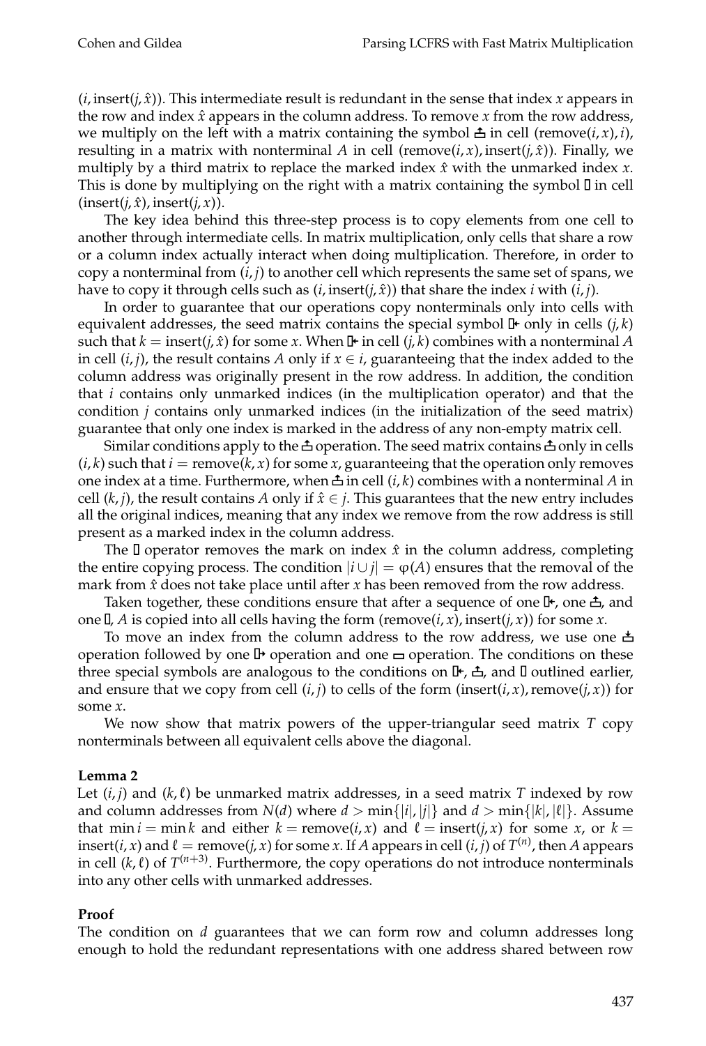$(i, \text{insert}(j, \hat{x}))$. This intermediate result is redundant in the sense that index $x$ appears in the row and index $\hat{x}$ appears in the column address. To remove $x$ from the row address, we multiply on the left with a matrix containing the symbol ⏏ in cell $(\text{remove}(i, x), i)$, resulting in a matrix with nonterminal $A$ in cell $(\text{remove}(i, x), \text{insert}(j, \hat{x}))$. Finally, we multiply by a third matrix to replace the marked index $\hat{x}$ with the unmarked index $x$. This is done by multiplying on the right with a matrix containing the symbol ▯ in cell $(\text{insert}(j, \hat{x}), \text{insert}(j, x))$.

The key idea behind this three-step process is to copy elements from one cell to another through intermediate cells. In matrix multiplication, only cells that share a row or a column index actually interact when doing multiplication. Therefore, in order to copy a nonterminal from $(i, j)$ to another cell which represents the same set of spans, we have to copy it through cells such as $(i, \text{insert}(j, \hat{x}))$ that share the index $i$ with $(i, j)$.

In order to guarantee that our operations copy nonterminals only into cells with equivalent addresses, the seed matrix contains the special symbol ⇜ only in cells $(j, k)$ such that $k = \text{insert}(j, \hat{x})$ for some $x$. When ⇜ in cell $(j, k)$ combines with a nonterminal $A$ in cell $(i, j)$, the result contains $A$ only if $x \in i$, guaranteeing that the index added to the column address was originally present in the row address. In addition, the condition that $i$ contains only unmarked indices (in the multiplication operator) and that the condition $j$ contains only unmarked indices (in the initialization of the seed matrix) guarantee that only one index is marked in the address of any non-empty matrix cell.

Similar conditions apply to the ⏏ operation. The seed matrix contains ⏏ only in cells $(i, k)$ such that $i = \text{remove}(k, x)$ for some $x$, guaranteeing that the operation only removes one index at a time. Furthermore, when ⏏ in cell $(i, k)$ combines with a nonterminal $A$ in cell $(k, j)$, the result contains $A$ only if $\hat{x} \in j$. This guarantees that the new entry includes all the original indices, meaning that any index we remove from the row address is still present as a marked index in the column address.

The ▯ operator removes the mark on index $\hat{x}$ in the column address, completing the entire copying process. The condition $|i \cup j| = \varphi(A)$ ensures that the removal of the mark from $\hat{x}$ does not take place until after $x$ has been removed from the row address.

Taken together, these conditions ensure that after a sequence of one ⇜, one ⏏, and one ▯, $A$ is copied into all cells having the form $(\text{remove}(i, x), \text{insert}(j, x))$ for some $x$.

To move an index from the column address to the row address, we use one ⏏ operation followed by one ⇝ operation and one ▭ operation. The conditions on these three special symbols are analogous to the conditions on ⇜, ⏏, and ▯ outlined earlier, and ensure that we copy from cell $(i, j)$ to cells of the form $(\text{insert}(i, x), \text{remove}(j, x))$ for some $x$.

We now show that matrix powers of the upper-triangular seed matrix $T$ copy nonterminals between all equivalent cells above the diagonal.

**Lemma 2**
Let $(i, j)$ and $(k, \ell)$ be unmarked matrix addresses, in a seed matrix $T$ indexed by row and column addresses from $N(d)$ where $d > \min\{|i|, |j|\}$ and $d > \min\{|k|, |\ell|\}$. Assume that $\min i = \min k$ and either $k = \text{remove}(i, x)$ and $\ell = \text{insert}(j, x)$ for some $x$, or $k = \text{insert}(i, x)$ and $\ell = \text{remove}(j, x)$ for some $x$. If $A$ appears in cell $(i, j)$ of $T^{(n)}$, then $A$ appears in cell $(k, \ell)$ of $T^{(n+3)}$. Furthermore, the copy operations do not introduce nonterminals into any other cells with unmarked addresses.

**Proof**
The condition on $d$ guarantees that we can form row and column addresses long enough to hold the redundant representations with one address shared between row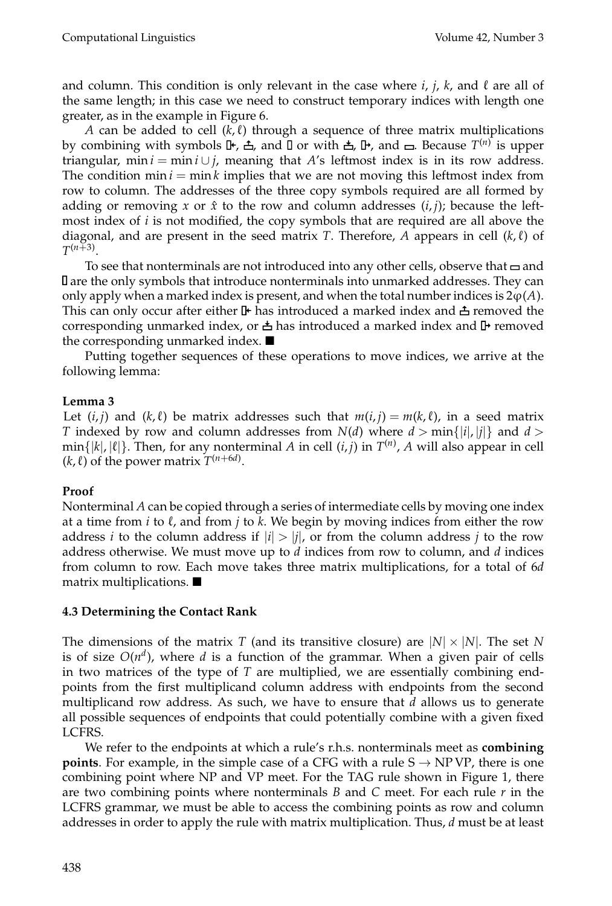and column. This condition is only relevant in the case where $i$, $j$, $k$, and $\ell$ are all of the same length; in this case we need to construct temporary indices with length one greater, as in the example in Figure 6.

$A$ can be added to cell $(k, \ell)$ through a sequence of three matrix multiplications by combining with symbols ⍇, ⍐, and ▯ or with ⍗, ⍈, and ▭. Because $T^{(n)}$ is upper triangular, $\min i = \min i \cup j$, meaning that $A$'s leftmost index is in its row address. The condition $\min i = \min k$ implies that we are not moving this leftmost index from row to column. The addresses of the three copy symbols required are all formed by adding or removing $x$ or $\hat{x}$ to the row and column addresses $(i, j)$; because the leftmost index of $i$ is not modified, the copy symbols that are required are all above the diagonal, and are present in the seed matrix $T$. Therefore, $A$ appears in cell $(k, \ell)$ of $T^{(n+3)}$.

To see that nonterminals are not introduced into any other cells, observe that ▭ and ▯ are the only symbols that introduce nonterminals into unmarked addresses. They can only apply when a marked index is present, and when the total number indices is $2\varphi(A)$. This can only occur after either ⍇ has introduced a marked index and ⍐ removed the corresponding unmarked index, or ⍗ has introduced a marked index and ⍈ removed the corresponding unmarked index. ■

Putting together sequences of these operations to move indices, we arrive at the following lemma:

**Lemma 3**

Let $(i, j)$ and $(k, \ell)$ be matrix addresses such that $m(i, j) = m(k, \ell)$, in a seed matrix $T$ indexed by row and column addresses from $N(d)$ where $d > \min\{|i|, |j|\}$ and $d > \min\{|k|, |\ell|\}$. Then, for any nonterminal $A$ in cell $(i, j)$ in $T^{(n)}$, $A$ will also appear in cell $(k, \ell)$ of the power matrix $T^{(n+6d)}$.

**Proof**

Nonterminal $A$ can be copied through a series of intermediate cells by moving one index at a time from $i$ to $\ell$, and from $j$ to $k$. We begin by moving indices from either the row address $i$ to the column address if $|i| > |j|$, or from the column address $j$ to the row address otherwise. We must move up to $d$ indices from row to column, and $d$ indices from column to row. Each move takes three matrix multiplications, for a total of $6d$ matrix multiplications. ■

### 4.3 Determining the Contact Rank

The dimensions of the matrix $T$ (and its transitive closure) are $|N| \times |N|$. The set $N$ is of size $O(n^d)$, where $d$ is a function of the grammar. When a given pair of cells in two matrices of the type of $T$ are multiplied, we are essentially combining endpoints from the first multiplicand column address with endpoints from the second multiplicand row address. As such, we have to ensure that $d$ allows us to generate all possible sequences of endpoints that could potentially combine with a given fixed LCFRS.

We refer to the endpoints at which a rule's r.h.s. nonterminals meet as **combining points**. For example, in the simple case of a CFG with a rule S $\rightarrow$ NP VP, there is one combining point where NP and VP meet. For the TAG rule shown in Figure 1, there are two combining points where nonterminals $B$ and $C$ meet. For each rule $r$ in the LCFRS grammar, we must be able to access the combining points as row and column addresses in order to apply the rule with matrix multiplication. Thus, $d$ must be at least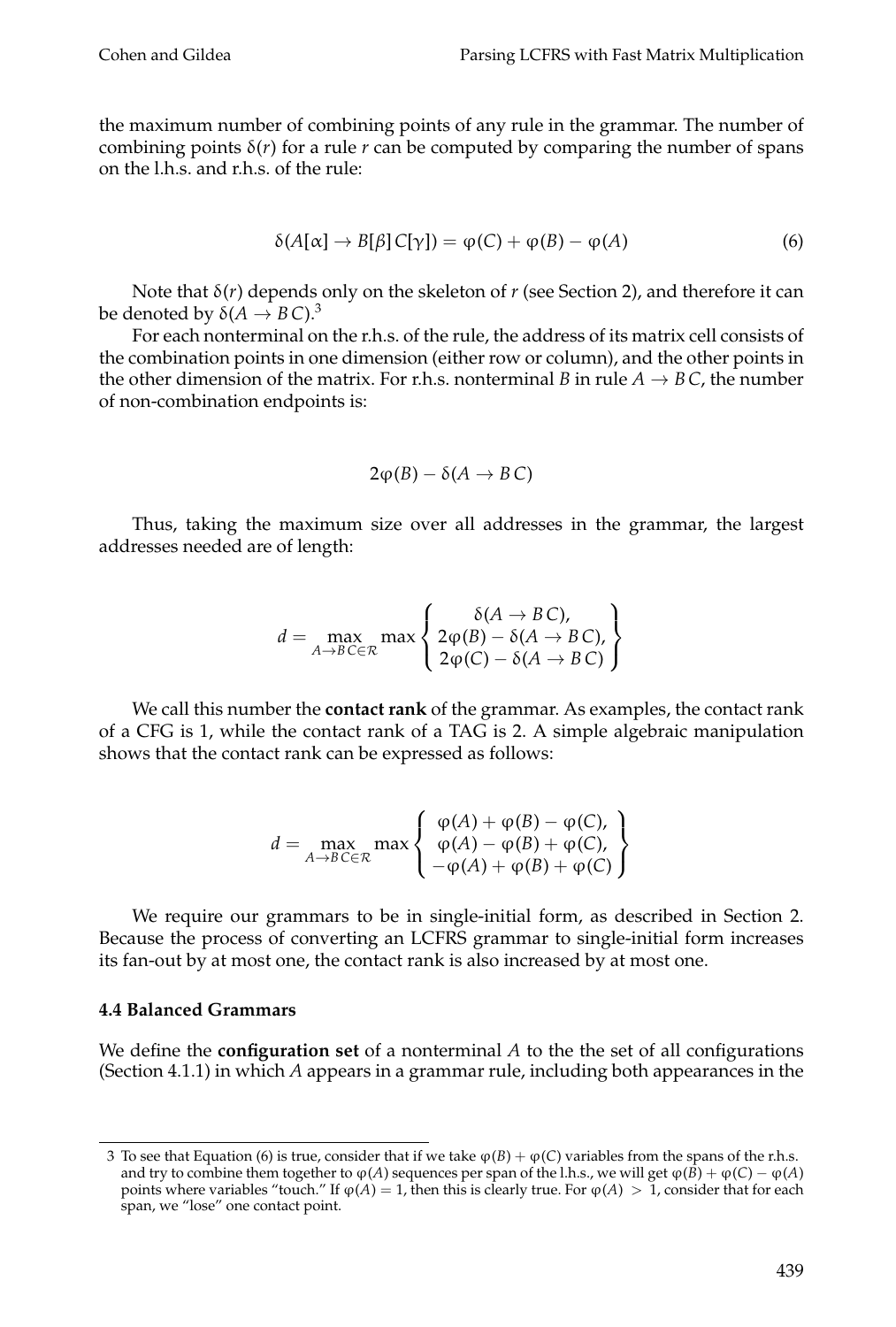the maximum number of combining points of any rule in the grammar. The number of combining points $\delta(r)$ for a rule $r$ can be computed by comparing the number of spans on the l.h.s. and r.h.s. of the rule:

$$\delta(A[\alpha] \rightarrow B[\beta]\, C[\gamma]) = \varphi(C) + \varphi(B) - \varphi(A) \tag{6}$$

Note that $\delta(r)$ depends only on the skeleton of $r$ (see Section 2), and therefore it can be denoted by $\delta(A \rightarrow B\, C)$.[3]

For each nonterminal on the r.h.s. of the rule, the address of its matrix cell consists of the combination points in one dimension (either row or column), and the other points in the other dimension of the matrix. For r.h.s. nonterminal $B$ in rule $A \rightarrow B\, C$, the number of non-combination endpoints is:

$$2\varphi(B) - \delta(A \rightarrow B\, C)$$

Thus, taking the maximum size over all addresses in the grammar, the largest addresses needed are of length:

$$d = \max_{A \rightarrow B\, C \in \mathcal{R}} \max \left\{ \begin{array}{c} \delta(A \rightarrow B\, C), \\ 2\varphi(B) - \delta(A \rightarrow B\, C), \\ 2\varphi(C) - \delta(A \rightarrow B\, C) \end{array} \right\}$$

We call this number the **contact rank** of the grammar. As examples, the contact rank of a CFG is 1, while the contact rank of a TAG is 2. A simple algebraic manipulation shows that the contact rank can be expressed as follows:

$$d = \max_{A \rightarrow B\, C \in \mathcal{R}} \max \left\{ \begin{array}{c} \varphi(A) + \varphi(B) - \varphi(C), \\ \varphi(A) - \varphi(B) + \varphi(C), \\ -\varphi(A) + \varphi(B) + \varphi(C) \end{array} \right\}$$

We require our grammars to be in single-initial form, as described in Section 2. Because the process of converting an LCFRS grammar to single-initial form increases its fan-out by at most one, the contact rank is also increased by at most one.

### 4.4 Balanced Grammars

We define the **configuration set** of a nonterminal $A$ to the the set of all configurations (Section 4.1.1) in which $A$ appears in a grammar rule, including both appearances in the

---

[3] To see that Equation (6) is true, consider that if we take $\varphi(B) + \varphi(C)$ variables from the spans of the r.h.s. and try to combine them together to $\varphi(A)$ sequences per span of the l.h.s., we will get $\varphi(B) + \varphi(C) - \varphi(A)$ points where variables "touch." If $\varphi(A) = 1$, then this is clearly true. For $\varphi(A) > 1$, consider that for each span, we "lose" one contact point.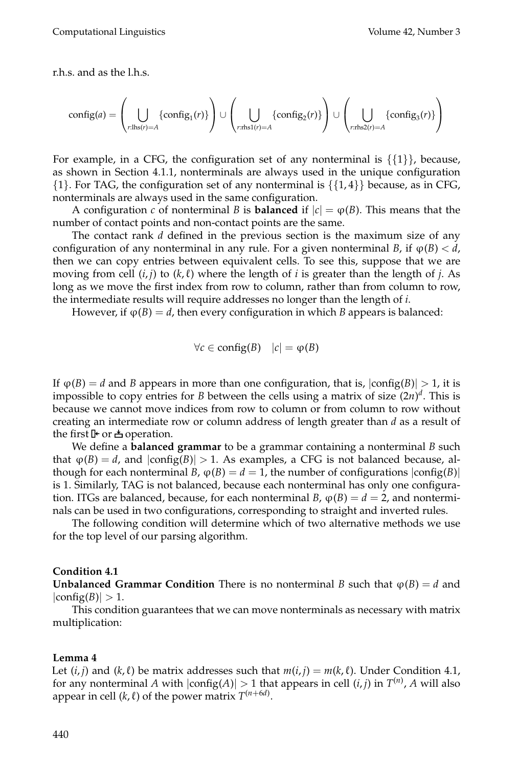r.h.s. and as the l.h.s.

$$\text{config}(a) = \left( \bigcup_{r:\text{lhs}(r)=A} \{\text{config}_1(r)\} \right) \cup \left( \bigcup_{r:\text{rhs1}(r)=A} \{\text{config}_2(r)\} \right) \cup \left( \bigcup_{r:\text{rhs2}(r)=A} \{\text{config}_3(r)\} \right)$$

For example, in a CFG, the configuration set of any nonterminal is $\{\{1\}\}$, because, as shown in Section 4.1.1, nonterminals are always used in the unique configuration $\{1\}$. For TAG, the configuration set of any nonterminal is $\{\{1, 4\}\}$ because, as in CFG, nonterminals are always used in the same configuration.

A configuration $c$ of nonterminal $B$ is **balanced** if $|c| = \varphi(B)$. This means that the number of contact points and non-contact points are the same.

The contact rank $d$ defined in the previous section is the maximum size of any configuration of any nonterminal in any rule. For a given nonterminal $B$, if $\varphi(B) < d$, then we can copy entries between equivalent cells. To see this, suppose that we are moving from cell $(i, j)$ to $(k, \ell)$ where the length of $i$ is greater than the length of $j$. As long as we move the first index from row to column, rather than from column to row, the intermediate results will require addresses no longer than the length of $i$.

However, if $\varphi(B) = d$, then every configuration in which $B$ appears is balanced:

$$\forall c \in \text{config}(B) \quad |c| = \varphi(B)$$

If $\varphi(B) = d$ and $B$ appears in more than one configuration, that is, $|\text{config}(B)| > 1$, it is impossible to copy entries for $B$ between the cells using a matrix of size $(2n)^d$. This is because we cannot move indices from row to column or from column to row without creating an intermediate row or column address of length greater than $d$ as a result of the first ⇇ or ⇈ operation.

We define a **balanced grammar** to be a grammar containing a nonterminal $B$ such that $\varphi(B) = d$, and $|\text{config}(B)| > 1$. As examples, a CFG is not balanced because, although for each nonterminal $B$, $\varphi(B) = d = 1$, the number of configurations $|\text{config}(B)|$ is 1. Similarly, TAG is not balanced, because each nonterminal has only one configuration. ITGs are balanced, because, for each nonterminal $B$, $\varphi(B) = d = 2$, and nonterminals can be used in two configurations, corresponding to straight and inverted rules.

The following condition will determine which of two alternative methods we use for the top level of our parsing algorithm.

**Condition 4.1**
**Unbalanced Grammar Condition** There is no nonterminal $B$ such that $\varphi(B) = d$ and $|\text{config}(B)| > 1$.

This condition guarantees that we can move nonterminals as necessary with matrix multiplication:

**Lemma 4**
Let $(i, j)$ and $(k, \ell)$ be matrix addresses such that $m(i, j) = m(k, \ell)$. Under Condition 4.1, for any nonterminal $A$ with $|\text{config}(A)| > 1$ that appears in cell $(i, j)$ in $T^{(n)}$, $A$ will also appear in cell $(k, \ell)$ of the power matrix $T^{(n+6d)}$.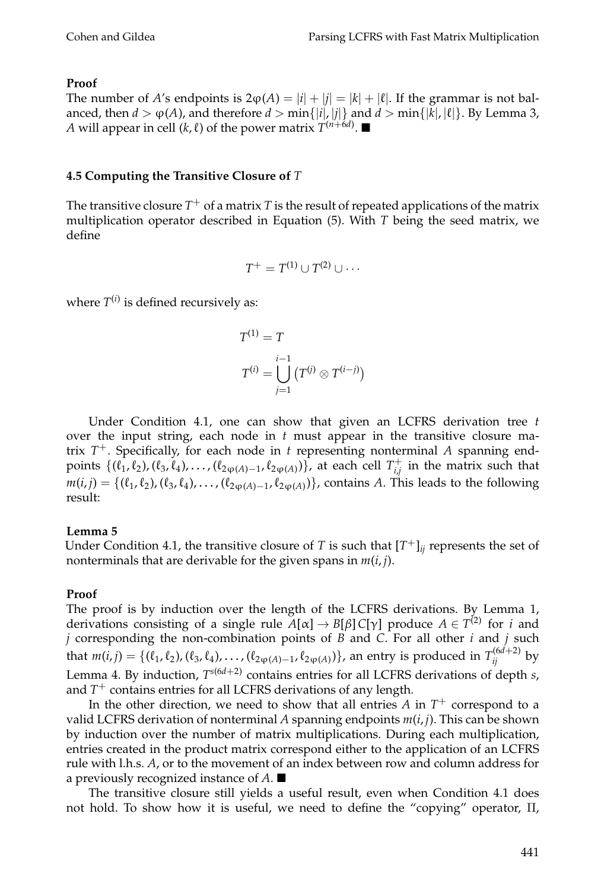**Proof**
The number of $A$'s endpoints is $2\varphi(A) = |i| + |j| = |k| + |\ell|$. If the grammar is not balanced, then $d > \varphi(A)$, and therefore $d > \min\{|i|, |j|\}$ and $d > \min\{|k|, |\ell|\}$. By Lemma 3, $A$ will appear in cell $(k, \ell)$ of the power matrix $T^{(n+6d)}$. ■

### 4.5 Computing the Transitive Closure of $T$

The transitive closure $T^+$ of a matrix $T$ is the result of repeated applications of the matrix multiplication operator described in Equation (5). With $T$ being the seed matrix, we define

$$T^+ = T^{(1)} \cup T^{(2)} \cup \cdots$$

where $T^{(i)}$ is defined recursively as:

$$T^{(1)} = T$$

$$T^{(i)} = \bigcup_{j=1}^{i-1} \left( T^{(j)} \otimes T^{(i-j)} \right)$$

Under Condition 4.1, one can show that given an LCFRS derivation tree $t$ over the input string, each node in $t$ must appear in the transitive closure matrix $T^+$. Specifically, for each node in $t$ representing nonterminal $A$ spanning endpoints $\{(\ell_1, \ell_2), (\ell_3, \ell_4), \ldots, (\ell_{2\varphi(A)-1}, \ell_{2\varphi(A)})\}$, at each cell $T^+_{i,j}$ in the matrix such that $m(i, j) = \{(\ell_1, \ell_2), (\ell_3, \ell_4), \ldots, (\ell_{2\varphi(A)-1}, \ell_{2\varphi(A)})\}$, contains $A$. This leads to the following result:

**Lemma 5**
Under Condition 4.1, the transitive closure of $T$ is such that $[T^+]_{ij}$ represents the set of nonterminals that are derivable for the given spans in $m(i, j)$.

**Proof**
The proof is by induction over the length of the LCFRS derivations. By Lemma 1, derivations consisting of a single rule $A[\alpha] \rightarrow B[\beta]\, C[\gamma]$ produce $A \in T^{(2)}$ for $i$ and $j$ corresponding the non-combination points of $B$ and $C$. For all other $i$ and $j$ such that $m(i, j) = \{(\ell_1, \ell_2), (\ell_3, \ell_4), \ldots, (\ell_{2\varphi(A)-1}, \ell_{2\varphi(A)})\}$, an entry is produced in $T^{(6d+2)}_{ij}$ by Lemma 4. By induction, $T^{s(6d+2)}$ contains entries for all LCFRS derivations of depth $s$, and $T^+$ contains entries for all LCFRS derivations of any length.

In the other direction, we need to show that all entries $A$ in $T^+$ correspond to a valid LCFRS derivation of nonterminal $A$ spanning endpoints $m(i, j)$. This can be shown by induction over the number of matrix multiplications. During each multiplication, entries created in the product matrix correspond either to the application of an LCFRS rule with l.h.s. $A$, or to the movement of an index between row and column address for a previously recognized instance of $A$. ■

The transitive closure still yields a useful result, even when Condition 4.1 does not hold. To show how it is useful, we need to define the "copying" operator, $\Pi$,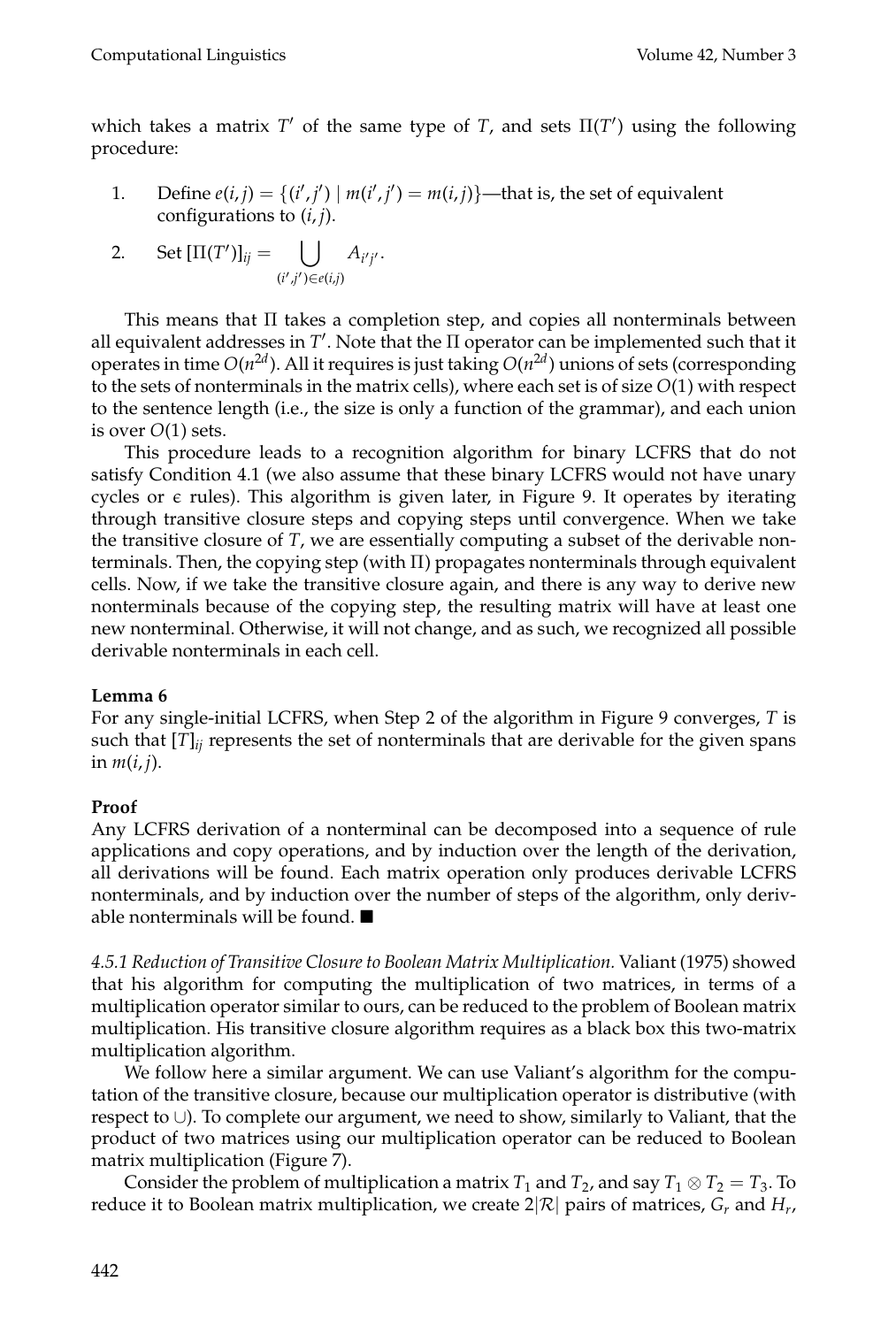which takes a matrix $T'$ of the same type of $T$, and sets $\Pi(T')$ using the following procedure:

1. Define $e(i,j) = \{(i',j') \mid m(i',j') = m(i,j)\}$—that is, the set of equivalent configurations to $(i,j)$.
2. Set $[\Pi(T')]_{ij} = \bigcup_{(i',j') \in e(i,j)} A_{i'j'}$.

This means that $\Pi$ takes a completion step, and copies all nonterminals between all equivalent addresses in $T'$. Note that the $\Pi$ operator can be implemented such that it operates in time $O(n^{2d})$. All it requires is just taking $O(n^{2d})$ unions of sets (corresponding to the sets of nonterminals in the matrix cells), where each set is of size $O(1)$ with respect to the sentence length (i.e., the size is only a function of the grammar), and each union is over $O(1)$ sets.

This procedure leads to a recognition algorithm for binary LCFRS that do not satisfy Condition 4.1 (we also assume that these binary LCFRS would not have unary cycles or $\epsilon$ rules). This algorithm is given later, in Figure 9. It operates by iterating through transitive closure steps and copying steps until convergence. When we take the transitive closure of $T$, we are essentially computing a subset of the derivable nonterminals. Then, the copying step (with $\Pi$) propagates nonterminals through equivalent cells. Now, if we take the transitive closure again, and there is any way to derive new nonterminals because of the copying step, the resulting matrix will have at least one new nonterminal. Otherwise, it will not change, and as such, we recognized all possible derivable nonterminals in each cell.

**Lemma 6**
For any single-initial LCFRS, when Step 2 of the algorithm in Figure 9 converges, $T$ is such that $[T]_{ij}$ represents the set of nonterminals that are derivable for the given spans in $m(i,j)$.

**Proof**
Any LCFRS derivation of a nonterminal can be decomposed into a sequence of rule applications and copy operations, and by induction over the length of the derivation, all derivations will be found. Each matrix operation only produces derivable LCFRS nonterminals, and by induction over the number of steps of the algorithm, only derivable nonterminals will be found. ∎

*4.5.1 Reduction of Transitive Closure to Boolean Matrix Multiplication.* Valiant (1975) showed that his algorithm for computing the multiplication of two matrices, in terms of a multiplication operator similar to ours, can be reduced to the problem of Boolean matrix multiplication. His transitive closure algorithm requires as a black box this two-matrix multiplication algorithm.

We follow here a similar argument. We can use Valiant's algorithm for the computation of the transitive closure, because our multiplication operator is distributive (with respect to $\cup$). To complete our argument, we need to show, similarly to Valiant, that the product of two matrices using our multiplication operator can be reduced to Boolean matrix multiplication (Figure 7).

Consider the problem of multiplication a matrix $T_1$ and $T_2$, and say $T_1 \otimes T_2 = T_3$. To reduce it to Boolean matrix multiplication, we create $2|\mathcal{R}|$ pairs of matrices, $G_r$ and $H_r$,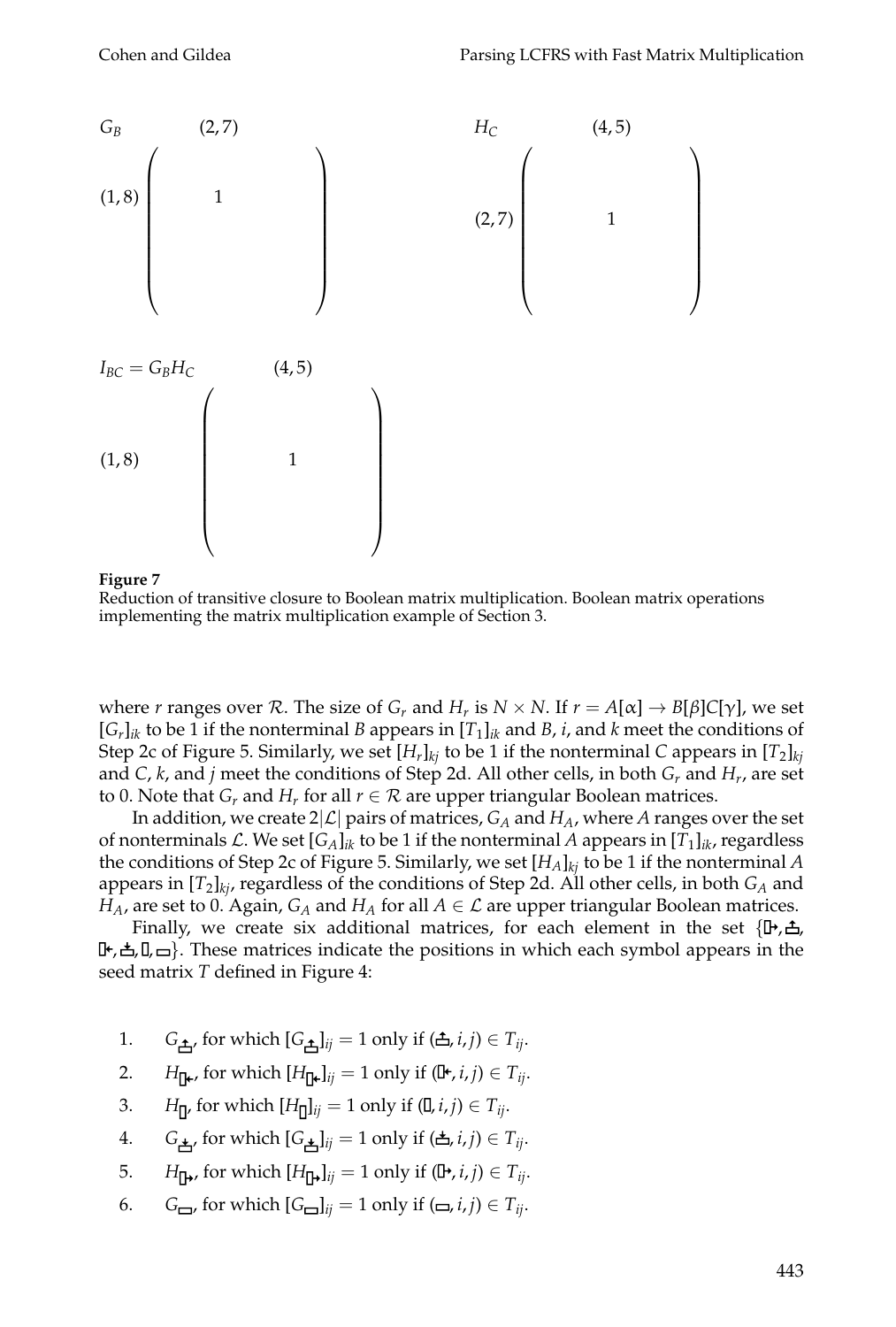$$G_B \qquad (2,7)$$

$$(1,8)\begin{pmatrix} & 1 & & \\ & & & \\ & & & \\ & & & \end{pmatrix}$$

$$H_C \qquad (4,5)$$

$$(2,7)\begin{pmatrix} & & & \\ & & 1 & \\ & & & \\ & & & \end{pmatrix}$$

$$I_{BC} = G_B H_C \qquad (4,5)$$

$$(1,8)\begin{pmatrix} & & & \\ & & & \\ & 1 & & \\ & & & \end{pmatrix}$$

**Figure 7**
Reduction of transitive closure to Boolean matrix multiplication. Boolean matrix operations implementing the matrix multiplication example of Section 3.

where $r$ ranges over $\mathcal{R}$. The size of $G_r$ and $H_r$ is $N \times N$. If $r = A[\alpha] \rightarrow B[\beta]C[\gamma]$, we set $[G_r]_{ik}$ to be 1 if the nonterminal $B$ appears in $[T_1]_{ik}$ and $B$, $i$, and $k$ meet the conditions of Step 2c of Figure 5. Similarly, we set $[H_r]_{kj}$ to be 1 if the nonterminal $C$ appears in $[T_2]_{kj}$ and $C$, $k$, and $j$ meet the conditions of Step 2d. All other cells, in both $G_r$ and $H_r$, are set to 0. Note that $G_r$ and $H_r$ for all $r \in \mathcal{R}$ are upper triangular Boolean matrices.

In addition, we create $2|\mathcal{L}|$ pairs of matrices, $G_A$ and $H_A$, where $A$ ranges over the set of nonterminals $\mathcal{L}$. We set $[G_A]_{ik}$ to be 1 if the nonterminal $A$ appears in $[T_1]_{ik}$, regardless the conditions of Step 2c of Figure 5. Similarly, we set $[H_A]_{kj}$ to be 1 if the nonterminal $A$ appears in $[T_2]_{kj}$, regardless of the conditions of Step 2d. All other cells, in both $G_A$ and $H_A$, are set to 0. Again, $G_A$ and $H_A$ for all $A \in \mathcal{L}$ are upper triangular Boolean matrices.

Finally, we create six additional matrices, for each element in the set {▯→, ⌂↑, ▯←, ⌂↓, ▯, ▭}. These matrices indicate the positions in which each symbol appears in the seed matrix $T$ defined in Figure 4:

1. $G_{⌂↑}$, for which $[G_{⌂↑}]_{ij} = 1$ only if $(⌂↑, i, j) \in T_{ij}$.
2. $H_{▯←}$, for which $[H_{▯←}]_{ij} = 1$ only if $(▯←, i, j) \in T_{ij}$.
3. $H_{▯}$, for which $[H_{▯}]_{ij} = 1$ only if $(▯, i, j) \in T_{ij}$.
4. $G_{⌂↓}$, for which $[G_{⌂↓}]_{ij} = 1$ only if $(⌂↓, i, j) \in T_{ij}$.
5. $H_{▯→}$, for which $[H_{▯→}]_{ij} = 1$ only if $(▯→, i, j) \in T_{ij}$.
6. $G_{▭}$, for which $[G_{▭}]_{ij} = 1$ only if $(▭, i, j) \in T_{ij}$.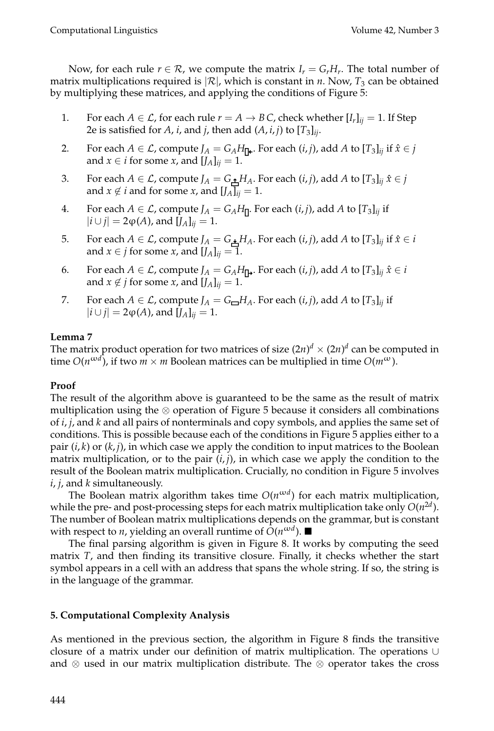Now, for each rule $r \in \mathcal{R}$, we compute the matrix $I_r = G_r H_r$. The total number of matrix multiplications required is $|\mathcal{R}|$, which is constant in $n$. Now, $T_3$ can be obtained by multiplying these matrices, and applying the conditions of Figure 5:

1. For each $A \in \mathcal{L}$, for each rule $r = A \rightarrow B\,C$, check whether $[I_r]_{ij} = 1$. If Step 2e is satisfied for $A$, $i$, and $j$, then add $(A, i, j)$ to $[T_3]_{ij}$.
2. For each $A \in \mathcal{L}$, compute $J_A = G_A H_{\square\!\leftarrow}$. For each $(i, j)$, add $A$ to $[T_3]_{ij}$ if $\hat{x} \in j$ and $x \in i$ for some $x$, and $[J_A]_{ij} = 1$.
3. For each $A \in \mathcal{L}$, compute $J_A = G_{\uparrow\!\square} H_A$. For each $(i, j)$, add $A$ to $[T_3]_{ij}$ $\hat{x} \in j$ and $x \notin i$ and for some $x$, and $[J_A]_{ij} = 1$.
4. For each $A \in \mathcal{L}$, compute $J_A = G_A H_{\square}$. For each $(i, j)$, add $A$ to $[T_3]_{ij}$ if $|i \cup j| = 2\varphi(A)$, and $[J_A]_{ij} = 1$.
5. For each $A \in \mathcal{L}$, compute $J_A = G_{\downarrow\!\square} H_A$. For each $(i, j)$, add $A$ to $[T_3]_{ij}$ if $\hat{x} \in i$ and $x \in j$ for some $x$, and $[J_A]_{ij} = 1$.
6. For each $A \in \mathcal{L}$, compute $J_A = G_A H_{\square\!\rightarrow}$. For each $(i, j)$, add $A$ to $[T_3]_{ij}$ $\hat{x} \in i$ and $x \notin j$ for some $x$, and $[J_A]_{ij} = 1$.
7. For each $A \in \mathcal{L}$, compute $J_A = G_{\sqcup} H_A$. For each $(i, j)$, add $A$ to $[T_3]_{ij}$ if $|i \cup j| = 2\varphi(A)$, and $[J_A]_{ij} = 1$.

**Lemma 7**
The matrix product operation for two matrices of size $(2n)^d \times (2n)^d$ can be computed in time $O(n^{\omega d})$, if two $m \times m$ Boolean matrices can be multiplied in time $O(m^{\omega})$.

**Proof**
The result of the algorithm above is guaranteed to be the same as the result of matrix multiplication using the $\otimes$ operation of Figure 5 because it considers all combinations of $i$, $j$, and $k$ and all pairs of nonterminals and copy symbols, and applies the same set of conditions. This is possible because each of the conditions in Figure 5 applies either to a pair $(i, k)$ or $(k, j)$, in which case we apply the condition to input matrices to the Boolean matrix multiplication, or to the pair $(i, j)$, in which case we apply the condition to the result of the Boolean matrix multiplication. Crucially, no condition in Figure 5 involves $i$, $j$, and $k$ simultaneously.

The Boolean matrix algorithm takes time $O(n^{\omega d})$ for each matrix multiplication, while the pre- and post-processing steps for each matrix multiplication take only $O(n^{2d})$. The number of Boolean matrix multiplications depends on the grammar, but is constant with respect to $n$, yielding an overall runtime of $O(n^{\omega d})$. ■

The final parsing algorithm is given in Figure 8. It works by computing the seed matrix $T$, and then finding its transitive closure. Finally, it checks whether the start symbol appears in a cell with an address that spans the whole string. If so, the string is in the language of the grammar.

## 5. Computational Complexity Analysis

As mentioned in the previous section, the algorithm in Figure 8 finds the transitive closure of a matrix under our definition of matrix multiplication. The operations $\cup$ and $\otimes$ used in our matrix multiplication distribute. The $\otimes$ operator takes the cross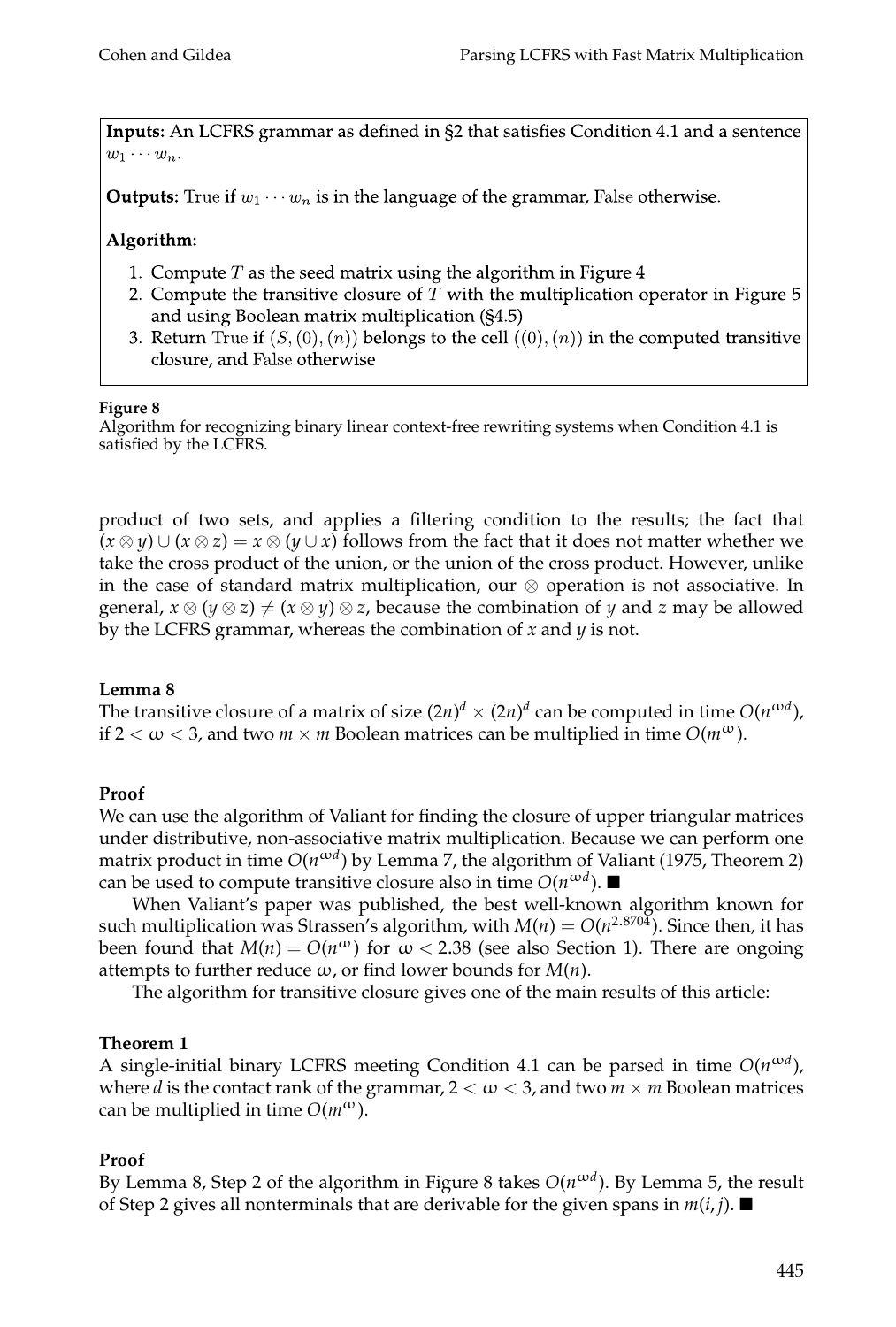**Inputs:** An LCFRS grammar as defined in §2 that satisfies Condition 4.1 and a sentence $w_1 \cdots w_n$.

**Outputs:** True if $w_1 \cdots w_n$ is in the language of the grammar, False otherwise.

**Algorithm:**

1. Compute $T$ as the seed matrix using the algorithm in Figure 4
2. Compute the transitive closure of $T$ with the multiplication operator in Figure 5 and using Boolean matrix multiplication (§4.5)
3. Return True if $(S, (0), (n))$ belongs to the cell $((0), (n))$ in the computed transitive closure, and False otherwise

**Figure 8**
Algorithm for recognizing binary linear context-free rewriting systems when Condition 4.1 is satisfied by the LCFRS.

product of two sets, and applies a filtering condition to the results; the fact that $(x \otimes y) \cup (x \otimes z) = x \otimes (y \cup x)$ follows from the fact that it does not matter whether we take the cross product of the union, or the union of the cross product. However, unlike in the case of standard matrix multiplication, our $\otimes$ operation is not associative. In general, $x \otimes (y \otimes z) \neq (x \otimes y) \otimes z$, because the combination of $y$ and $z$ may be allowed by the LCFRS grammar, whereas the combination of $x$ and $y$ is not.

**Lemma 8**
The transitive closure of a matrix of size $(2n)^d \times (2n)^d$ can be computed in time $O(n^{\omega d})$, if $2 < \omega < 3$, and two $m \times m$ Boolean matrices can be multiplied in time $O(m^{\omega})$.

**Proof**
We can use the algorithm of Valiant for finding the closure of upper triangular matrices under distributive, non-associative matrix multiplication. Because we can perform one matrix product in time $O(n^{\omega d})$ by Lemma 7, the algorithm of Valiant (1975, Theorem 2) can be used to compute transitive closure also in time $O(n^{\omega d})$. ■

When Valiant's paper was published, the best well-known algorithm known for such multiplication was Strassen's algorithm, with $M(n) = O(n^{2.8704})$. Since then, it has been found that $M(n) = O(n^{\omega})$ for $\omega < 2.38$ (see also Section 1). There are ongoing attempts to further reduce $\omega$, or find lower bounds for $M(n)$.

The algorithm for transitive closure gives one of the main results of this article:

**Theorem 1**
A single-initial binary LCFRS meeting Condition 4.1 can be parsed in time $O(n^{\omega d})$, where $d$ is the contact rank of the grammar, $2 < \omega < 3$, and two $m \times m$ Boolean matrices can be multiplied in time $O(m^{\omega})$.

**Proof**
By Lemma 8, Step 2 of the algorithm in Figure 8 takes $O(n^{\omega d})$. By Lemma 5, the result of Step 2 gives all nonterminals that are derivable for the given spans in $m(i, j)$. ■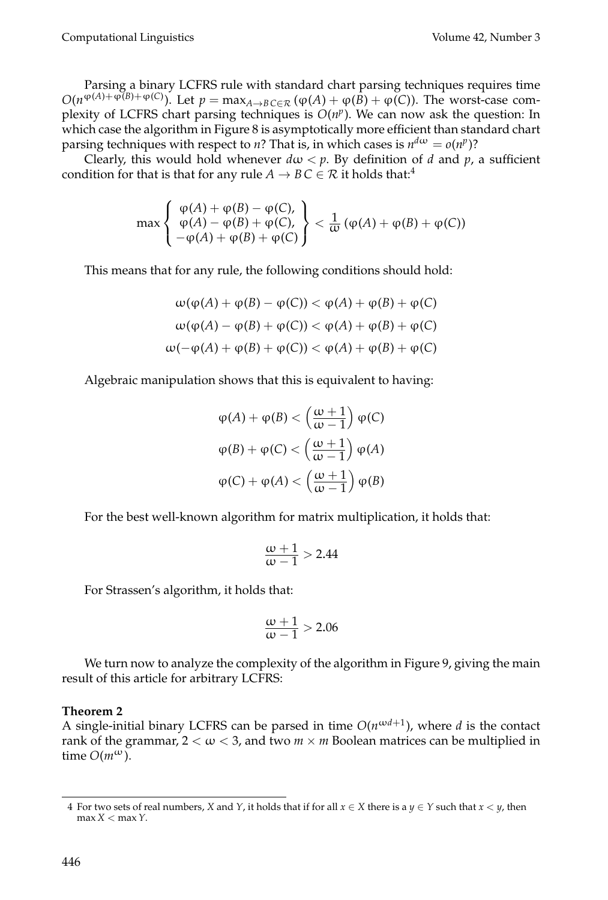Parsing a binary LCFRS rule with standard chart parsing techniques requires time $O(n^{\varphi(A)+\varphi(B)+\varphi(C)})$. Let $p = \max_{A \to B\,C \in \mathcal{R}} (\varphi(A) + \varphi(B) + \varphi(C))$. The worst-case complexity of LCFRS chart parsing techniques is $O(n^p)$. We can now ask the question: In which case the algorithm in Figure 8 is asymptotically more efficient than standard chart parsing techniques with respect to $n$? That is, in which cases is $n^{d\omega} = o(n^p)$?

Clearly, this would hold whenever $d\omega < p$. By definition of $d$ and $p$, a sufficient condition for that is that for any rule $A \to B\,C \in \mathcal{R}$ it holds that:[4]

$$\max \left\{ \begin{array}{c} \varphi(A) + \varphi(B) - \varphi(C), \\ \varphi(A) - \varphi(B) + \varphi(C), \\ -\varphi(A) + \varphi(B) + \varphi(C) \end{array} \right\} < \frac{1}{\omega} \left(\varphi(A) + \varphi(B) + \varphi(C)\right)$$

This means that for any rule, the following conditions should hold:

$$\begin{aligned} \omega(\varphi(A) + \varphi(B) - \varphi(C)) &< \varphi(A) + \varphi(B) + \varphi(C) \\ \omega(\varphi(A) - \varphi(B) + \varphi(C)) &< \varphi(A) + \varphi(B) + \varphi(C) \\ \omega(-\varphi(A) + \varphi(B) + \varphi(C)) &< \varphi(A) + \varphi(B) + \varphi(C) \end{aligned}$$

Algebraic manipulation shows that this is equivalent to having:

$$\begin{aligned} \varphi(A) + \varphi(B) &< \left(\frac{\omega+1}{\omega-1}\right) \varphi(C) \\ \varphi(B) + \varphi(C) &< \left(\frac{\omega+1}{\omega-1}\right) \varphi(A) \\ \varphi(C) + \varphi(A) &< \left(\frac{\omega+1}{\omega-1}\right) \varphi(B) \end{aligned}$$

For the best well-known algorithm for matrix multiplication, it holds that:

$$\frac{\omega+1}{\omega-1} > 2.44$$

For Strassen's algorithm, it holds that:

$$\frac{\omega+1}{\omega-1} > 2.06$$

We turn now to analyze the complexity of the algorithm in Figure 9, giving the main result of this article for arbitrary LCFRS:

**Theorem 2**
A single-initial binary LCFRS can be parsed in time $O(n^{\omega d+1})$, where $d$ is the contact rank of the grammar, $2 < \omega < 3$, and two $m \times m$ Boolean matrices can be multiplied in time $O(m^{\omega})$.

---

[4] For two sets of real numbers, $X$ and $Y$, it holds that if for all $x \in X$ there is a $y \in Y$ such that $x < y$, then $\max X < \max Y$.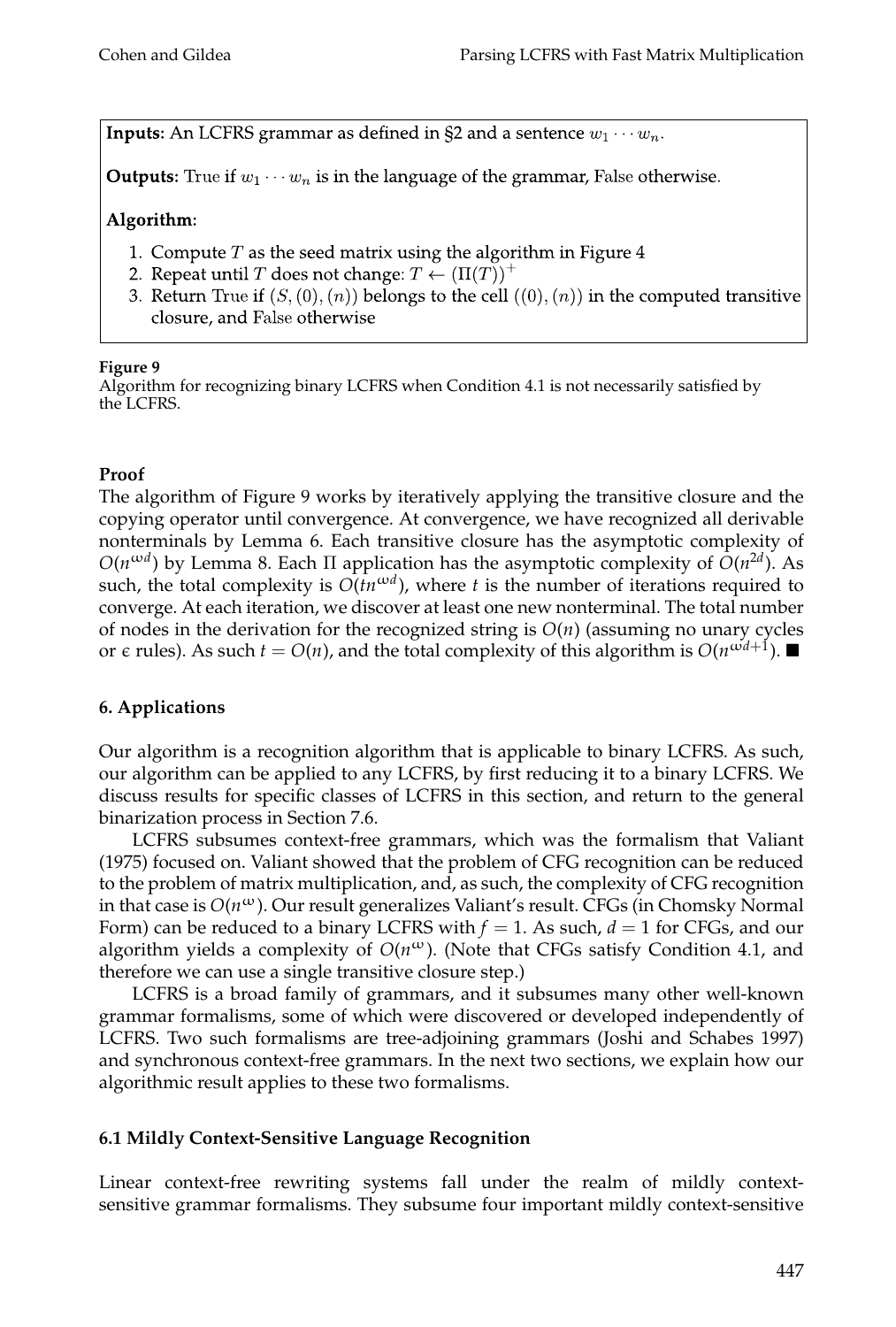**Inputs:** An LCFRS grammar as defined in §2 and a sentence $w_1 \cdots w_n$.

**Outputs:** True if $w_1 \cdots w_n$ is in the language of the grammar, False otherwise.

**Algorithm:**

1. Compute $T$ as the seed matrix using the algorithm in Figure 4
2. Repeat until $T$ does not change: $T \leftarrow (\Pi(T))^+$
3. Return True if $(S, (0), (n))$ belongs to the cell $((0), (n))$ in the computed transitive closure, and False otherwise

**Figure 9**
Algorithm for recognizing binary LCFRS when Condition 4.1 is not necessarily satisfied by the LCFRS.

**Proof**
The algorithm of Figure 9 works by iteratively applying the transitive closure and the copying operator until convergence. At convergence, we have recognized all derivable nonterminals by Lemma 6. Each transitive closure has the asymptotic complexity of $O(n^{\omega d})$ by Lemma 8. Each $\Pi$ application has the asymptotic complexity of $O(n^{2d})$. As such, the total complexity is $O(tn^{\omega d})$, where $t$ is the number of iterations required to converge. At each iteration, we discover at least one new nonterminal. The total number of nodes in the derivation for the recognized string is $O(n)$ (assuming no unary cycles or $\epsilon$ rules). As such $t = O(n)$, and the total complexity of this algorithm is $O(n^{\omega d+1})$. ■

### 6. Applications

Our algorithm is a recognition algorithm that is applicable to binary LCFRS. As such, our algorithm can be applied to any LCFRS, by first reducing it to a binary LCFRS. We discuss results for specific classes of LCFRS in this section, and return to the general binarization process in Section 7.6.

LCFRS subsumes context-free grammars, which was the formalism that Valiant (1975) focused on. Valiant showed that the problem of CFG recognition can be reduced to the problem of matrix multiplication, and, as such, the complexity of CFG recognition in that case is $O(n^{\omega})$. Our result generalizes Valiant's result. CFGs (in Chomsky Normal Form) can be reduced to a binary LCFRS with $f = 1$. As such, $d = 1$ for CFGs, and our algorithm yields a complexity of $O(n^{\omega})$. (Note that CFGs satisfy Condition 4.1, and therefore we can use a single transitive closure step.)

LCFRS is a broad family of grammars, and it subsumes many other well-known grammar formalisms, some of which were discovered or developed independently of LCFRS. Two such formalisms are tree-adjoining grammars (Joshi and Schabes 1997) and synchronous context-free grammars. In the next two sections, we explain how our algorithmic result applies to these two formalisms.

#### 6.1 Mildly Context-Sensitive Language Recognition

Linear context-free rewriting systems fall under the realm of mildly context-sensitive grammar formalisms. They subsume four important mildly context-sensitive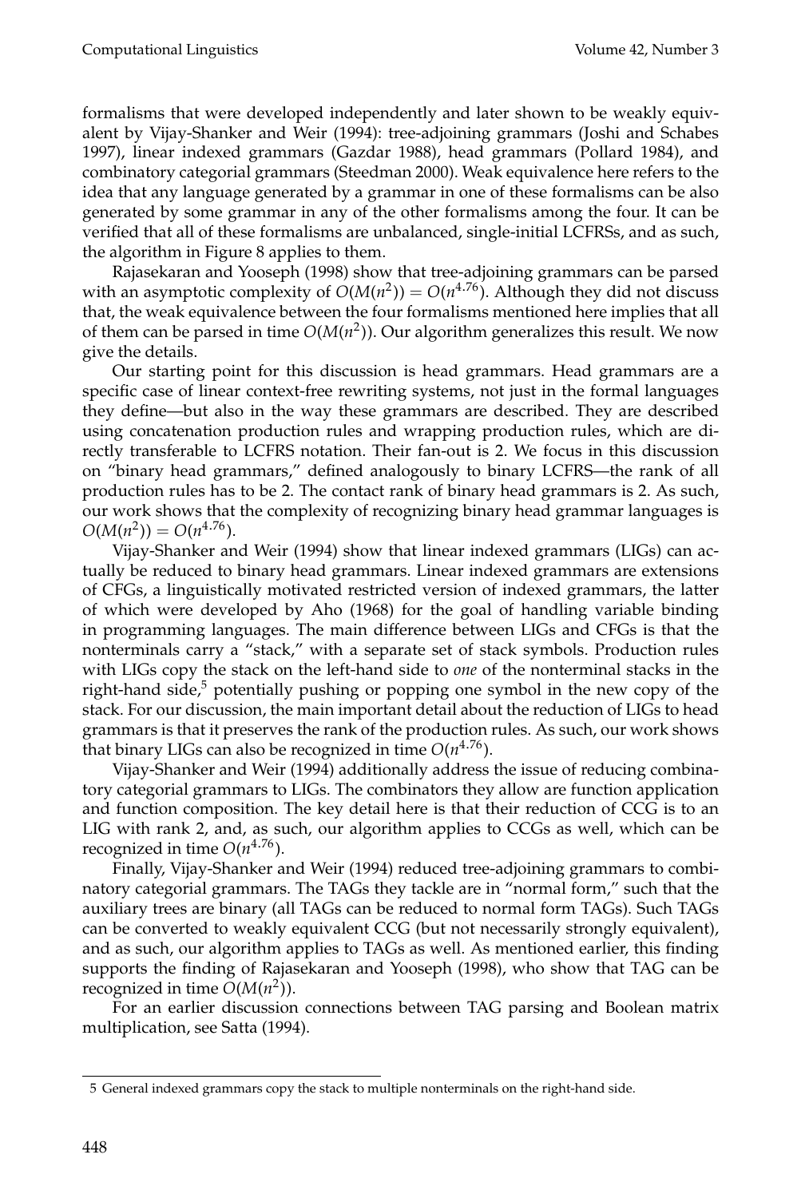formalisms that were developed independently and later shown to be weakly equivalent by Vijay-Shanker and Weir (1994): tree-adjoining grammars (Joshi and Schabes 1997), linear indexed grammars (Gazdar 1988), head grammars (Pollard 1984), and combinatory categorial grammars (Steedman 2000). Weak equivalence here refers to the idea that any language generated by a grammar in one of these formalisms can be also generated by some grammar in any of the other formalisms among the four. It can be verified that all of these formalisms are unbalanced, single-initial LCFRSs, and as such, the algorithm in Figure 8 applies to them.

Rajasekaran and Yooseph (1998) show that tree-adjoining grammars can be parsed with an asymptotic complexity of $O(M(n^2)) = O(n^{4.76})$. Although they did not discuss that, the weak equivalence between the four formalisms mentioned here implies that all of them can be parsed in time $O(M(n^2))$. Our algorithm generalizes this result. We now give the details.

Our starting point for this discussion is head grammars. Head grammars are a specific case of linear context-free rewriting systems, not just in the formal languages they define—but also in the way these grammars are described. They are described using concatenation production rules and wrapping production rules, which are directly transferable to LCFRS notation. Their fan-out is 2. We focus in this discussion on "binary head grammars," defined analogously to binary LCFRS—the rank of all production rules has to be 2. The contact rank of binary head grammars is 2. As such, our work shows that the complexity of recognizing binary head grammar languages is $O(M(n^2)) = O(n^{4.76})$.

Vijay-Shanker and Weir (1994) show that linear indexed grammars (LIGs) can actually be reduced to binary head grammars. Linear indexed grammars are extensions of CFGs, a linguistically motivated restricted version of indexed grammars, the latter of which were developed by Aho (1968) for the goal of handling variable binding in programming languages. The main difference between LIGs and CFGs is that the nonterminals carry a "stack," with a separate set of stack symbols. Production rules with LIGs copy the stack on the left-hand side to *one* of the nonterminal stacks in the right-hand side,[5] potentially pushing or popping one symbol in the new copy of the stack. For our discussion, the main important detail about the reduction of LIGs to head grammars is that it preserves the rank of the production rules. As such, our work shows that binary LIGs can also be recognized in time $O(n^{4.76})$.

Vijay-Shanker and Weir (1994) additionally address the issue of reducing combinatory categorial grammars to LIGs. The combinators they allow are function application and function composition. The key detail here is that their reduction of CCG is to an LIG with rank 2, and, as such, our algorithm applies to CCGs as well, which can be recognized in time $O(n^{4.76})$.

Finally, Vijay-Shanker and Weir (1994) reduced tree-adjoining grammars to combinatory categorial grammars. The TAGs they tackle are in "normal form," such that the auxiliary trees are binary (all TAGs can be reduced to normal form TAGs). Such TAGs can be converted to weakly equivalent CCG (but not necessarily strongly equivalent), and as such, our algorithm applies to TAGs as well. As mentioned earlier, this finding supports the finding of Rajasekaran and Yooseph (1998), who show that TAG can be recognized in time $O(M(n^2))$.

For an earlier discussion connections between TAG parsing and Boolean matrix multiplication, see Satta (1994).

[5] General indexed grammars copy the stack to multiple nonterminals on the right-hand side.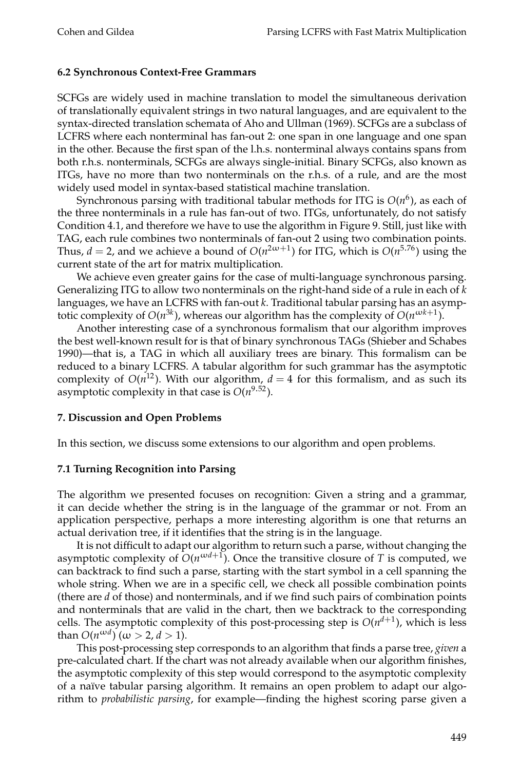### 6.2 Synchronous Context-Free Grammars

SCFGs are widely used in machine translation to model the simultaneous derivation of translationally equivalent strings in two natural languages, and are equivalent to the syntax-directed translation schemata of Aho and Ullman (1969). SCFGs are a subclass of LCFRS where each nonterminal has fan-out 2: one span in one language and one span in the other. Because the first span of the l.h.s. nonterminal always contains spans from both r.h.s. nonterminals, SCFGs are always single-initial. Binary SCFGs, also known as ITGs, have no more than two nonterminals on the r.h.s. of a rule, and are the most widely used model in syntax-based statistical machine translation.

Synchronous parsing with traditional tabular methods for ITG is $O(n^6)$, as each of the three nonterminals in a rule has fan-out of two. ITGs, unfortunately, do not satisfy Condition 4.1, and therefore we have to use the algorithm in Figure 9. Still, just like with TAG, each rule combines two nonterminals of fan-out 2 using two combination points. Thus, $d = 2$, and we achieve a bound of $O(n^{2\omega+1})$ for ITG, which is $O(n^{5.76})$ using the current state of the art for matrix multiplication.

We achieve even greater gains for the case of multi-language synchronous parsing. Generalizing ITG to allow two nonterminals on the right-hand side of a rule in each of $k$ languages, we have an LCFRS with fan-out $k$. Traditional tabular parsing has an asymptotic complexity of $O(n^{3k})$, whereas our algorithm has the complexity of $O(n^{\omega k+1})$.

Another interesting case of a synchronous formalism that our algorithm improves the best well-known result for is that of binary synchronous TAGs (Shieber and Schabes 1990)—that is, a TAG in which all auxiliary trees are binary. This formalism can be reduced to a binary LCFRS. A tabular algorithm for such grammar has the asymptotic complexity of $O(n^{12})$. With our algorithm, $d = 4$ for this formalism, and as such its asymptotic complexity in that case is $O(n^{9.52})$.

## 7. Discussion and Open Problems

In this section, we discuss some extensions to our algorithm and open problems.

### 7.1 Turning Recognition into Parsing

The algorithm we presented focuses on recognition: Given a string and a grammar, it can decide whether the string is in the language of the grammar or not. From an application perspective, perhaps a more interesting algorithm is one that returns an actual derivation tree, if it identifies that the string is in the language.

It is not difficult to adapt our algorithm to return such a parse, without changing the asymptotic complexity of $O(n^{\omega d+1})$. Once the transitive closure of $T$ is computed, we can backtrack to find such a parse, starting with the start symbol in a cell spanning the whole string. When we are in a specific cell, we check all possible combination points (there are $d$ of those) and nonterminals, and if we find such pairs of combination points and nonterminals that are valid in the chart, then we backtrack to the corresponding cells. The asymptotic complexity of this post-processing step is $O(n^{d+1})$, which is less than $O(n^{\omega d})$ ($\omega > 2$, $d > 1$).

This post-processing step corresponds to an algorithm that finds a parse tree, *given* a pre-calculated chart. If the chart was not already available when our algorithm finishes, the asymptotic complexity of this step would correspond to the asymptotic complexity of a naïve tabular parsing algorithm. It remains an open problem to adapt our algorithm to *probabilistic parsing*, for example—finding the highest scoring parse given a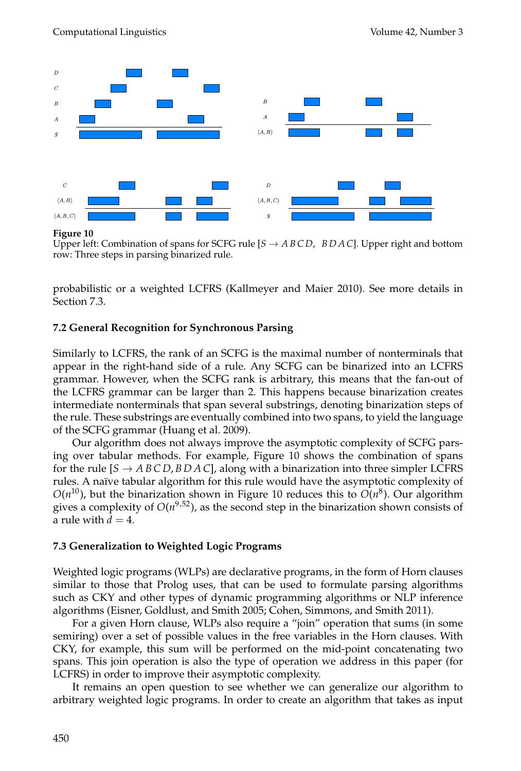**Figure 10**
Upper left: Combination of spans for SCFG rule [$S \rightarrow A\,B\,C\,D,\;\; B\,D\,A\,C$]. Upper right and bottom row: Three steps in parsing binarized rule.

probabilistic or a weighted LCFRS (Kallmeyer and Maier 2010). See more details in Section 7.3.

### 7.2 General Recognition for Synchronous Parsing

Similarly to LCFRS, the rank of an SCFG is the maximal number of nonterminals that appear in the right-hand side of a rule. Any SCFG can be binarized into an LCFRS grammar. However, when the SCFG rank is arbitrary, this means that the fan-out of the LCFRS grammar can be larger than 2. This happens because binarization creates intermediate nonterminals that span several substrings, denoting binarization steps of the rule. These substrings are eventually combined into two spans, to yield the language of the SCFG grammar (Huang et al. 2009).

Our algorithm does not always improve the asymptotic complexity of SCFG parsing over tabular methods. For example, Figure 10 shows the combination of spans for the rule [$S \rightarrow A\,B\,C\,D, B\,D\,A\,C$], along with a binarization into three simpler LCFRS rules. A naïve tabular algorithm for this rule would have the asymptotic complexity of $O(n^{10})$, but the binarization shown in Figure 10 reduces this to $O(n^{8})$. Our algorithm gives a complexity of $O(n^{9.52})$, as the second step in the binarization shown consists of a rule with $d = 4$.

### 7.3 Generalization to Weighted Logic Programs

Weighted logic programs (WLPs) are declarative programs, in the form of Horn clauses similar to those that Prolog uses, that can be used to formulate parsing algorithms such as CKY and other types of dynamic programming algorithms or NLP inference algorithms (Eisner, Goldlust, and Smith 2005; Cohen, Simmons, and Smith 2011).

For a given Horn clause, WLPs also require a "join" operation that sums (in some semiring) over a set of possible values in the free variables in the Horn clauses. With CKY, for example, this sum will be performed on the mid-point concatenating two spans. This join operation is also the type of operation we address in this paper (for LCFRS) in order to improve their asymptotic complexity.

It remains an open question to see whether we can generalize our algorithm to arbitrary weighted logic programs. In order to create an algorithm that takes as input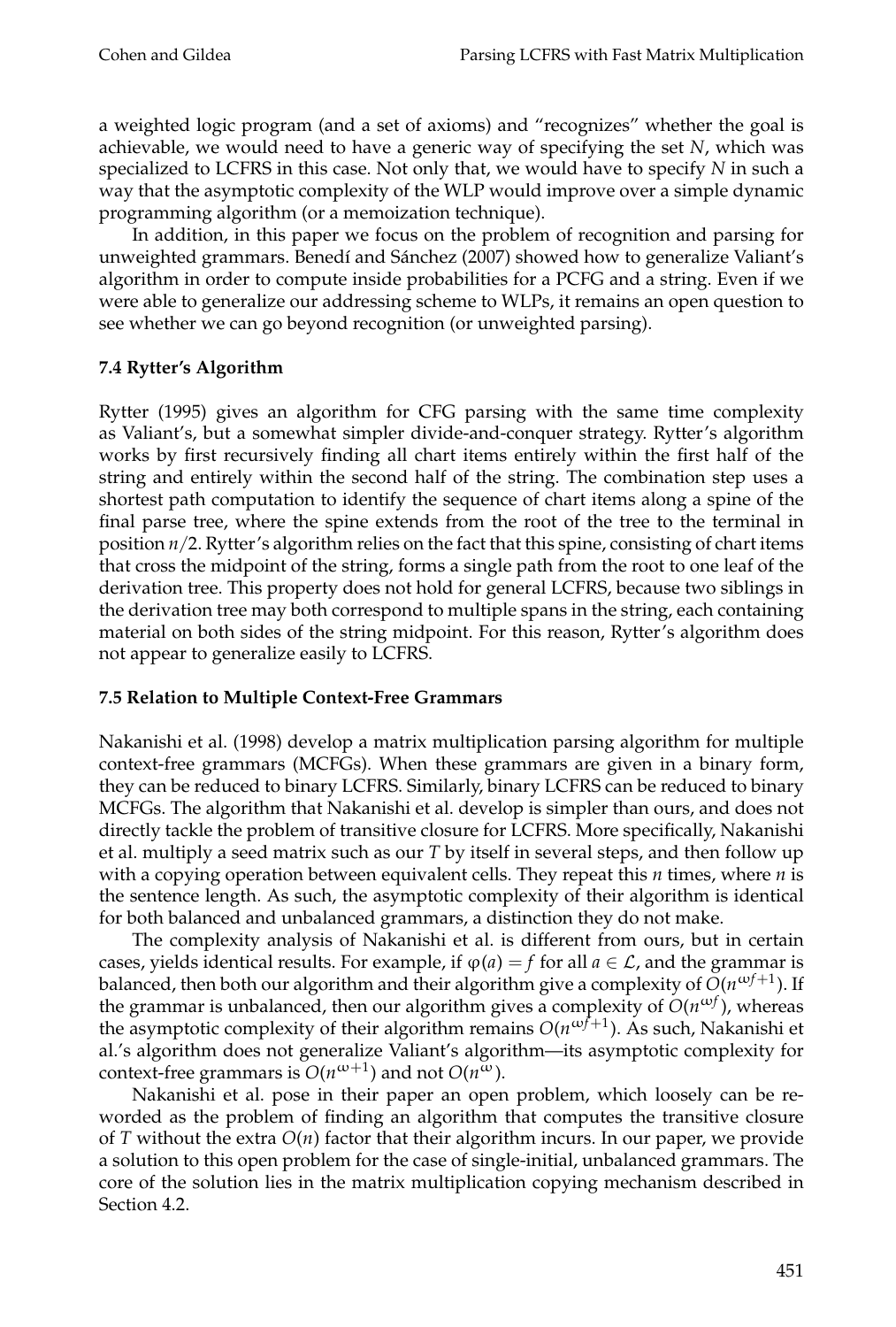a weighted logic program (and a set of axioms) and "recognizes" whether the goal is achievable, we would need to have a generic way of specifying the set $N$, which was specialized to LCFRS in this case. Not only that, we would have to specify $N$ in such a way that the asymptotic complexity of the WLP would improve over a simple dynamic programming algorithm (or a memoization technique).

In addition, in this paper we focus on the problem of recognition and parsing for unweighted grammars. Benedí and Sánchez (2007) showed how to generalize Valiant's algorithm in order to compute inside probabilities for a PCFG and a string. Even if we were able to generalize our addressing scheme to WLPs, it remains an open question to see whether we can go beyond recognition (or unweighted parsing).

### 7.4 Rytter's Algorithm

Rytter (1995) gives an algorithm for CFG parsing with the same time complexity as Valiant's, but a somewhat simpler divide-and-conquer strategy. Rytter's algorithm works by first recursively finding all chart items entirely within the first half of the string and entirely within the second half of the string. The combination step uses a shortest path computation to identify the sequence of chart items along a spine of the final parse tree, where the spine extends from the root of the tree to the terminal in position $n/2$. Rytter's algorithm relies on the fact that this spine, consisting of chart items that cross the midpoint of the string, forms a single path from the root to one leaf of the derivation tree. This property does not hold for general LCFRS, because two siblings in the derivation tree may both correspond to multiple spans in the string, each containing material on both sides of the string midpoint. For this reason, Rytter's algorithm does not appear to generalize easily to LCFRS.

### 7.5 Relation to Multiple Context-Free Grammars

Nakanishi et al. (1998) develop a matrix multiplication parsing algorithm for multiple context-free grammars (MCFGs). When these grammars are given in a binary form, they can be reduced to binary LCFRS. Similarly, binary LCFRS can be reduced to binary MCFGs. The algorithm that Nakanishi et al. develop is simpler than ours, and does not directly tackle the problem of transitive closure for LCFRS. More specifically, Nakanishi et al. multiply a seed matrix such as our $T$ by itself in several steps, and then follow up with a copying operation between equivalent cells. They repeat this $n$ times, where $n$ is the sentence length. As such, the asymptotic complexity of their algorithm is identical for both balanced and unbalanced grammars, a distinction they do not make.

The complexity analysis of Nakanishi et al. is different from ours, but in certain cases, yields identical results. For example, if $\varphi(a) = f$ for all $a \in \mathcal{L}$, and the grammar is balanced, then both our algorithm and their algorithm give a complexity of $O(n^{\omega f+1})$. If the grammar is unbalanced, then our algorithm gives a complexity of $O(n^{\omega f})$, whereas the asymptotic complexity of their algorithm remains $O(n^{\omega f+1})$. As such, Nakanishi et al.'s algorithm does not generalize Valiant's algorithm—its asymptotic complexity for context-free grammars is $O(n^{\omega+1})$ and not $O(n^{\omega})$.

Nakanishi et al. pose in their paper an open problem, which loosely can be reworded as the problem of finding an algorithm that computes the transitive closure of $T$ without the extra $O(n)$ factor that their algorithm incurs. In our paper, we provide a solution to this open problem for the case of single-initial, unbalanced grammars. The core of the solution lies in the matrix multiplication copying mechanism described in Section 4.2.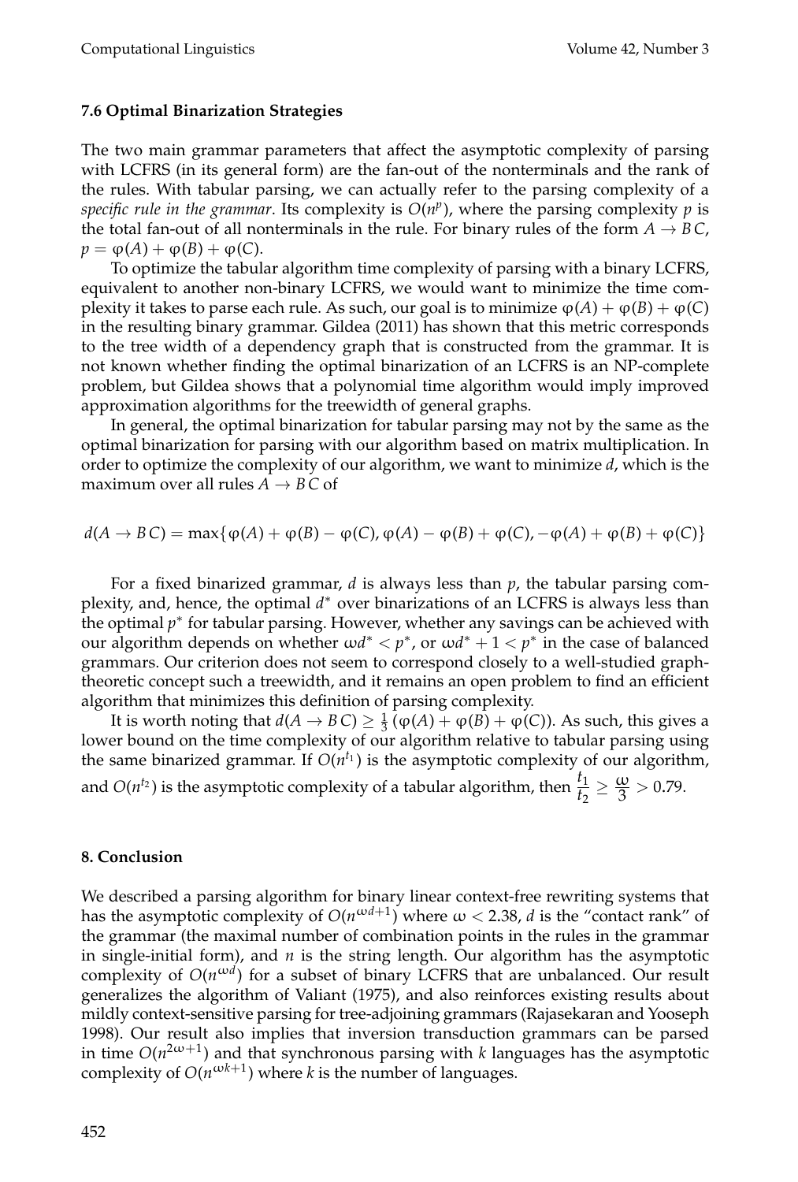### 7.6 Optimal Binarization Strategies

The two main grammar parameters that affect the asymptotic complexity of parsing with LCFRS (in its general form) are the fan-out of the nonterminals and the rank of the rules. With tabular parsing, we can actually refer to the parsing complexity of a *specific rule in the grammar*. Its complexity is $O(n^p)$, where the parsing complexity $p$ is the total fan-out of all nonterminals in the rule. For binary rules of the form $A \rightarrow B\,C$, $p = \varphi(A) + \varphi(B) + \varphi(C)$.

To optimize the tabular algorithm time complexity of parsing with a binary LCFRS, equivalent to another non-binary LCFRS, we would want to minimize the time complexity it takes to parse each rule. As such, our goal is to minimize $\varphi(A) + \varphi(B) + \varphi(C)$ in the resulting binary grammar. Gildea (2011) has shown that this metric corresponds to the tree width of a dependency graph that is constructed from the grammar. It is not known whether finding the optimal binarization of an LCFRS is an NP-complete problem, but Gildea shows that a polynomial time algorithm would imply improved approximation algorithms for the treewidth of general graphs.

In general, the optimal binarization for tabular parsing may not by the same as the optimal binarization for parsing with our algorithm based on matrix multiplication. In order to optimize the complexity of our algorithm, we want to minimize $d$, which is the maximum over all rules $A \rightarrow B\,C$ of

$$d(A \rightarrow B\,C) = \max\{\varphi(A) + \varphi(B) - \varphi(C), \varphi(A) - \varphi(B) + \varphi(C), -\varphi(A) + \varphi(B) + \varphi(C)\}$$

For a fixed binarized grammar, $d$ is always less than $p$, the tabular parsing complexity, and, hence, the optimal $d^*$ over binarizations of an LCFRS is always less than the optimal $p^*$ for tabular parsing. However, whether any savings can be achieved with our algorithm depends on whether $\omega d^* < p^*$, or $\omega d^* + 1 < p^*$ in the case of balanced grammars. Our criterion does not seem to correspond closely to a well-studied graph-theoretic concept such a treewidth, and it remains an open problem to find an efficient algorithm that minimizes this definition of parsing complexity.

It is worth noting that $d(A \rightarrow B\,C) \geq \frac{1}{3}(\varphi(A) + \varphi(B) + \varphi(C))$. As such, this gives a lower bound on the time complexity of our algorithm relative to tabular parsing using the same binarized grammar. If $O(n^{t_1})$ is the asymptotic complexity of our algorithm, and $O(n^{t_2})$ is the asymptotic complexity of a tabular algorithm, then $\frac{t_1}{t_2} \geq \frac{\omega}{3} > 0.79$.

## 8. Conclusion

We described a parsing algorithm for binary linear context-free rewriting systems that has the asymptotic complexity of $O(n^{\omega d+1})$ where $\omega < 2.38$, $d$ is the "contact rank" of the grammar (the maximal number of combination points in the rules in the grammar in single-initial form), and $n$ is the string length. Our algorithm has the asymptotic complexity of $O(n^{\omega d})$ for a subset of binary LCFRS that are unbalanced. Our result generalizes the algorithm of Valiant (1975), and also reinforces existing results about mildly context-sensitive parsing for tree-adjoining grammars (Rajasekaran and Yooseph 1998). Our result also implies that inversion transduction grammars can be parsed in time $O(n^{2\omega+1})$ and that synchronous parsing with $k$ languages has the asymptotic complexity of $O(n^{\omega k+1})$ where $k$ is the number of languages.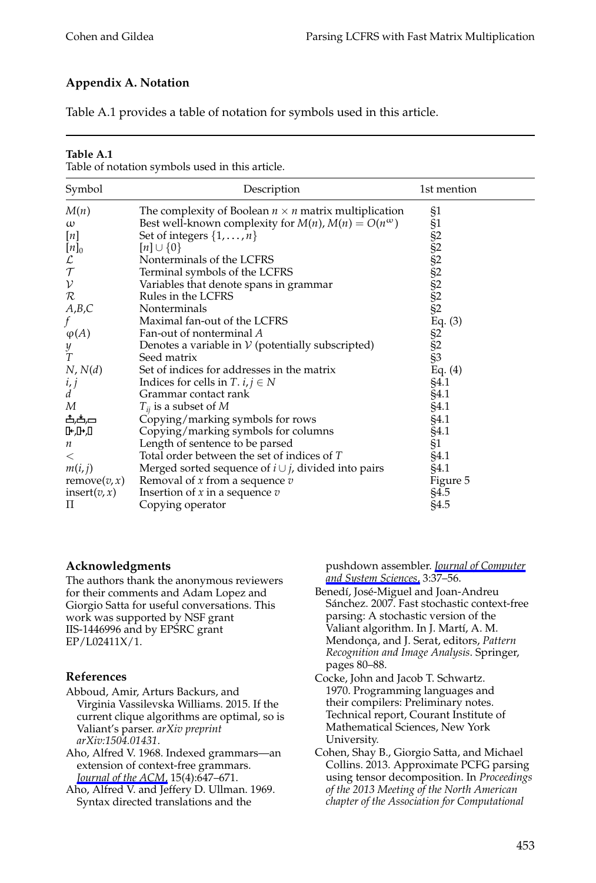## Appendix A. Notation

Table A.1 provides a table of notation for symbols used in this article.

**Table A.1**
Table of notation symbols used in this article.

| Symbol | Description | 1st mention |
|---|---|---|
| $M(n)$ | The complexity of Boolean $n \times n$ matrix multiplication | §1 |
| $\omega$ | Best well-known complexity for $M(n)$, $M(n) = O(n^{\omega})$ | §1 |
| $[n]$ | Set of integers $\{1, \ldots, n\}$ | §2 |
| $[n]_0$ | $[n] \cup \{0\}$ | §2 |
| $\mathcal{L}$ | Nonterminals of the LCFRS | §2 |
| $\mathcal{T}$ | Terminal symbols of the LCFRS | §2 |
| $\mathcal{V}$ | Variables that denote spans in grammar | §2 |
| $\mathcal{R}$ | Rules in the LCFRS | §2 |
| $A$,$B$,$C$ | Nonterminals | §2 |
| $f$ | Maximal fan-out of the LCFRS | Eq. (3) |
| $\varphi(A)$ | Fan-out of nonterminal $A$ | §2 |
| $y$ | Denotes a variable in $\mathcal{V}$ (potentially subscripted) | §2 |
| $T$ | Seed matrix | §3 |
| $N$, $N(d)$ | Set of indices for addresses in the matrix | Eq. (4) |
| $i, j$ | Indices for cells in $T$. $i, j \in N$ | §4.1 |
| $d$ | Grammar contact rank | §4.1 |
| $M$ | $T_{ij}$ is a subset of $M$ | §4.1 |
| ⍐,⍐̇,▭ | Copying/marking symbols for rows | §4.1 |
| ⍈,⍈̇,▯ | Copying/marking symbols for columns | §4.1 |
| $n$ | Length of sentence to be parsed | §1 |
| $<$ | Total order between the set of indices of $T$ | §4.1 |
| $m(i, j)$ | Merged sorted sequence of $i \cup j$, divided into pairs | §4.1 |
| remove$(v, x)$ | Removal of $x$ from a sequence $v$ | Figure 5 |
| insert$(v, x)$ | Insertion of $x$ in a sequence $v$ | §4.5 |
| $\Pi$ | Copying operator | §4.5 |

## Acknowledgments

The authors thank the anonymous reviewers for their comments and Adam Lopez and Giorgio Satta for useful conversations. This work was supported by NSF grant IIS-1446996 and by EPSRC grant EP/L02411X/1.

## References

Abboud, Amir, Arturs Backurs, and Virginia Vassilevska Williams. 2015. If the current clique algorithms are optimal, so is Valiant's parser. *arXiv preprint arXiv:1504.01431*.

Aho, Alfred V. 1968. Indexed grammars—an extension of context-free grammars. *Journal of the ACM*, 15(4):647–671.

Aho, Alfred V. and Jeffery D. Ullman. 1969. Syntax directed translations and the pushdown assembler. *Journal of Computer and System Sciences*, 3:37–56.

Benedí, José-Miguel and Joan-Andreu Sánchez. 2007. Fast stochastic context-free parsing: A stochastic version of the Valiant algorithm. In J. Martí, A. M. Mendonça, and J. Serat, editors, *Pattern Recognition and Image Analysis*. Springer, pages 80–88.

Cocke, John and Jacob T. Schwartz. 1970. Programming languages and their compilers: Preliminary notes. Technical report, Courant Institute of Mathematical Sciences, New York University.

Cohen, Shay B., Giorgio Satta, and Michael Collins. 2013. Approximate PCFG parsing using tensor decomposition. In *Proceedings of the 2013 Meeting of the North American chapter of the Association for Computational*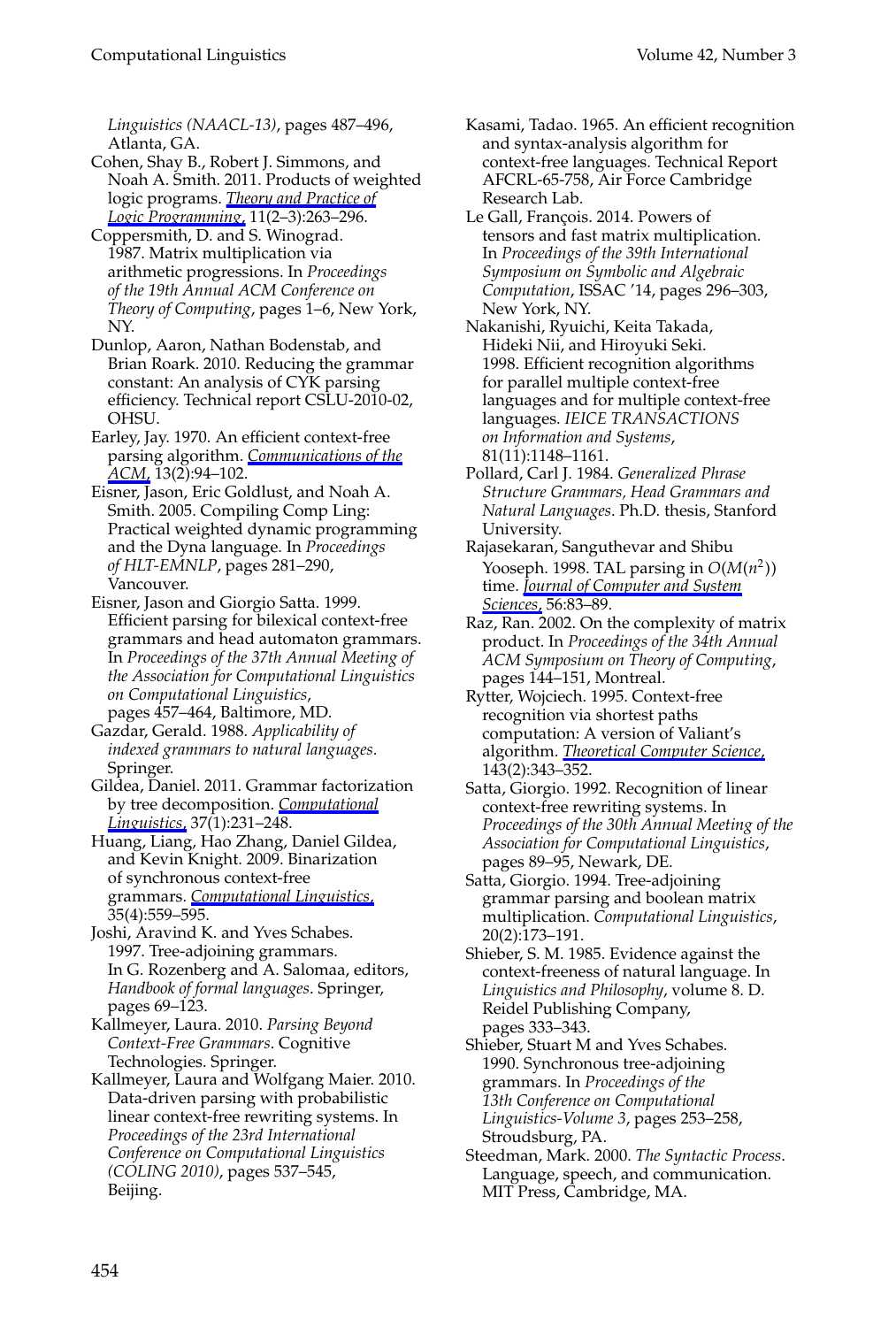*Linguistics (NAACL-13)*, pages 487–496, Atlanta, GA.

Cohen, Shay B., Robert J. Simmons, and Noah A. Smith. 2011. Products of weighted logic programs. *Theory and Practice of Logic Programming*, 11(2–3):263–296.

Coppersmith, D. and S. Winograd. 1987. Matrix multiplication via arithmetic progressions. In *Proceedings of the 19th Annual ACM Conference on Theory of Computing*, pages 1–6, New York, NY.

Dunlop, Aaron, Nathan Bodenstab, and Brian Roark. 2010. Reducing the grammar constant: An analysis of CYK parsing efficiency. Technical report CSLU-2010-02, OHSU.

Earley, Jay. 1970. An efficient context-free parsing algorithm. *Communications of the ACM*, 13(2):94–102.

Eisner, Jason, Eric Goldlust, and Noah A. Smith. 2005. Compiling Comp Ling: Practical weighted dynamic programming and the Dyna language. In *Proceedings of HLT-EMNLP*, pages 281–290, Vancouver.

Eisner, Jason and Giorgio Satta. 1999. Efficient parsing for bilexical context-free grammars and head automaton grammars. In *Proceedings of the 37th Annual Meeting of the Association for Computational Linguistics on Computational Linguistics*, pages 457–464, Baltimore, MD.

Gazdar, Gerald. 1988. *Applicability of indexed grammars to natural languages*. Springer.

Gildea, Daniel. 2011. Grammar factorization by tree decomposition. *Computational Linguistics*, 37(1):231–248.

Huang, Liang, Hao Zhang, Daniel Gildea, and Kevin Knight. 2009. Binarization of synchronous context-free grammars. *Computational Linguistics*, 35(4):559–595.

Joshi, Aravind K. and Yves Schabes. 1997. Tree-adjoining grammars. In G. Rozenberg and A. Salomaa, editors, *Handbook of formal languages*. Springer, pages 69–123.

Kallmeyer, Laura. 2010. *Parsing Beyond Context-Free Grammars*. Cognitive Technologies. Springer.

Kallmeyer, Laura and Wolfgang Maier. 2010. Data-driven parsing with probabilistic linear context-free rewriting systems. In *Proceedings of the 23rd International Conference on Computational Linguistics (COLING 2010)*, pages 537–545, Beijing.

Kasami, Tadao. 1965. An efficient recognition and syntax-analysis algorithm for context-free languages. Technical Report AFCRL-65-758, Air Force Cambridge Research Lab.

Le Gall, François. 2014. Powers of tensors and fast matrix multiplication. In *Proceedings of the 39th International Symposium on Symbolic and Algebraic Computation*, ISSAC '14, pages 296–303, New York, NY.

Nakanishi, Ryuichi, Keita Takada, Hideki Nii, and Hiroyuki Seki. 1998. Efficient recognition algorithms for parallel multiple context-free languages and for multiple context-free languages. *IEICE TRANSACTIONS on Information and Systems*, 81(11):1148–1161.

Pollard, Carl J. 1984. *Generalized Phrase Structure Grammars, Head Grammars and Natural Languages*. Ph.D. thesis, Stanford University.

Rajasekaran, Sanguthevar and Shibu Yooseph. 1998. TAL parsing in $O(M(n^2))$ time. *Journal of Computer and System Sciences*, 56:83–89.

Raz, Ran. 2002. On the complexity of matrix product. In *Proceedings of the 34th Annual ACM Symposium on Theory of Computing*, pages 144–151, Montreal.

Rytter, Wojciech. 1995. Context-free recognition via shortest paths computation: A version of Valiant's algorithm. *Theoretical Computer Science*, 143(2):343–352.

Satta, Giorgio. 1992. Recognition of linear context-free rewriting systems. In *Proceedings of the 30th Annual Meeting of the Association for Computational Linguistics*, pages 89–95, Newark, DE.

Satta, Giorgio. 1994. Tree-adjoining grammar parsing and boolean matrix multiplication. *Computational Linguistics*, 20(2):173–191.

Shieber, S. M. 1985. Evidence against the context-freeness of natural language. In *Linguistics and Philosophy*, volume 8. D. Reidel Publishing Company, pages 333–343.

Shieber, Stuart M and Yves Schabes. 1990. Synchronous tree-adjoining grammars. In *Proceedings of the 13th Conference on Computational Linguistics-Volume 3*, pages 253–258, Stroudsburg, PA.

Steedman, Mark. 2000. *The Syntactic Process*. Language, speech, and communication. MIT Press, Cambridge, MA.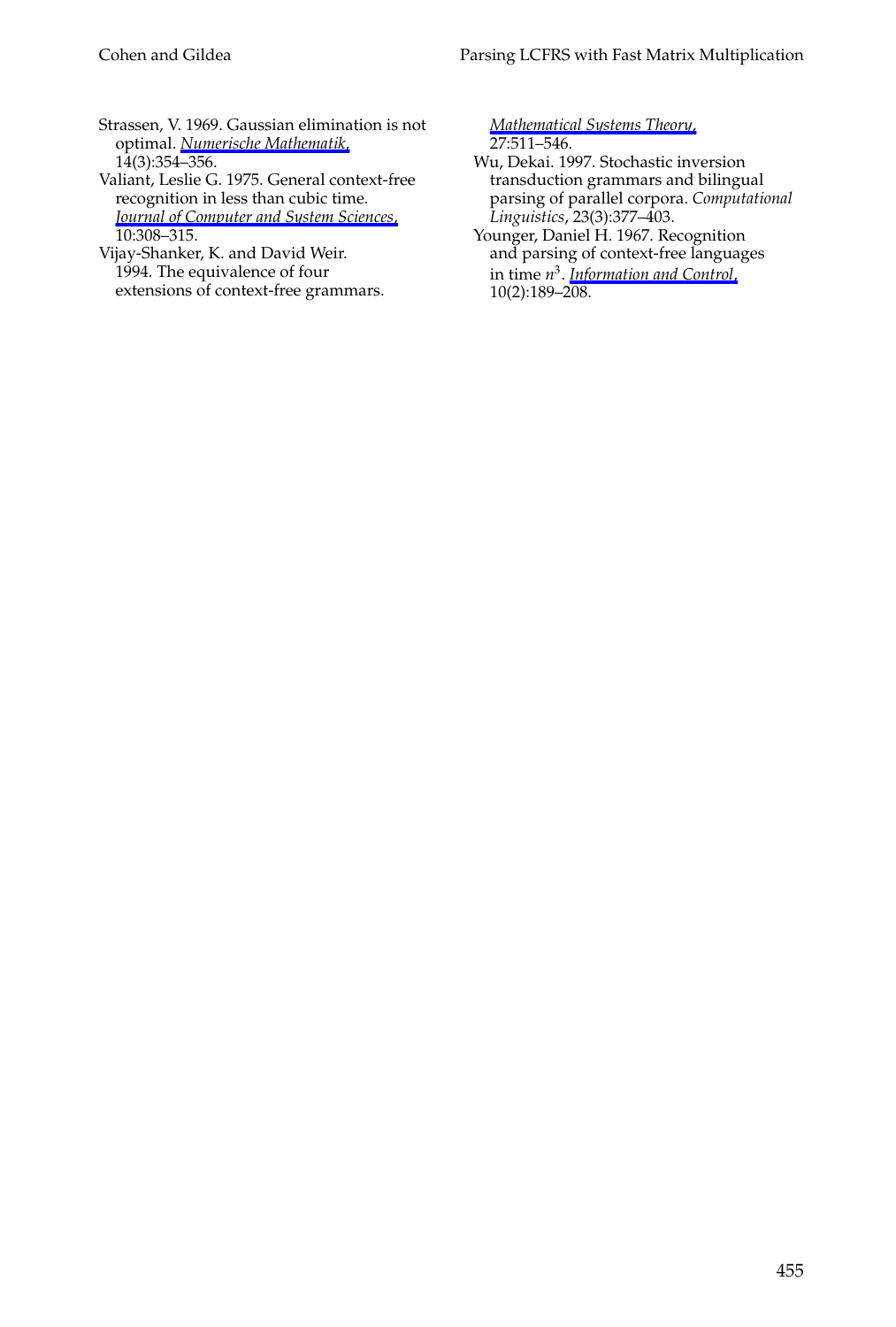Strassen, V. 1969. Gaussian elimination is not optimal. *Numerische Mathematik*, 14(3):354–356.

Valiant, Leslie G. 1975. General context-free recognition in less than cubic time. *Journal of Computer and System Sciences*, 10:308–315.

Vijay-Shanker, K. and David Weir. 1994. The equivalence of four extensions of context-free grammars. *Mathematical Systems Theory*, 27:511–546.

Wu, Dekai. 1997. Stochastic inversion transduction grammars and bilingual parsing of parallel corpora. *Computational Linguistics*, 23(3):377–403.

Younger, Daniel H. 1967. Recognition and parsing of context-free languages in time $n^3$. *Information and Control*, 10(2):189–208.